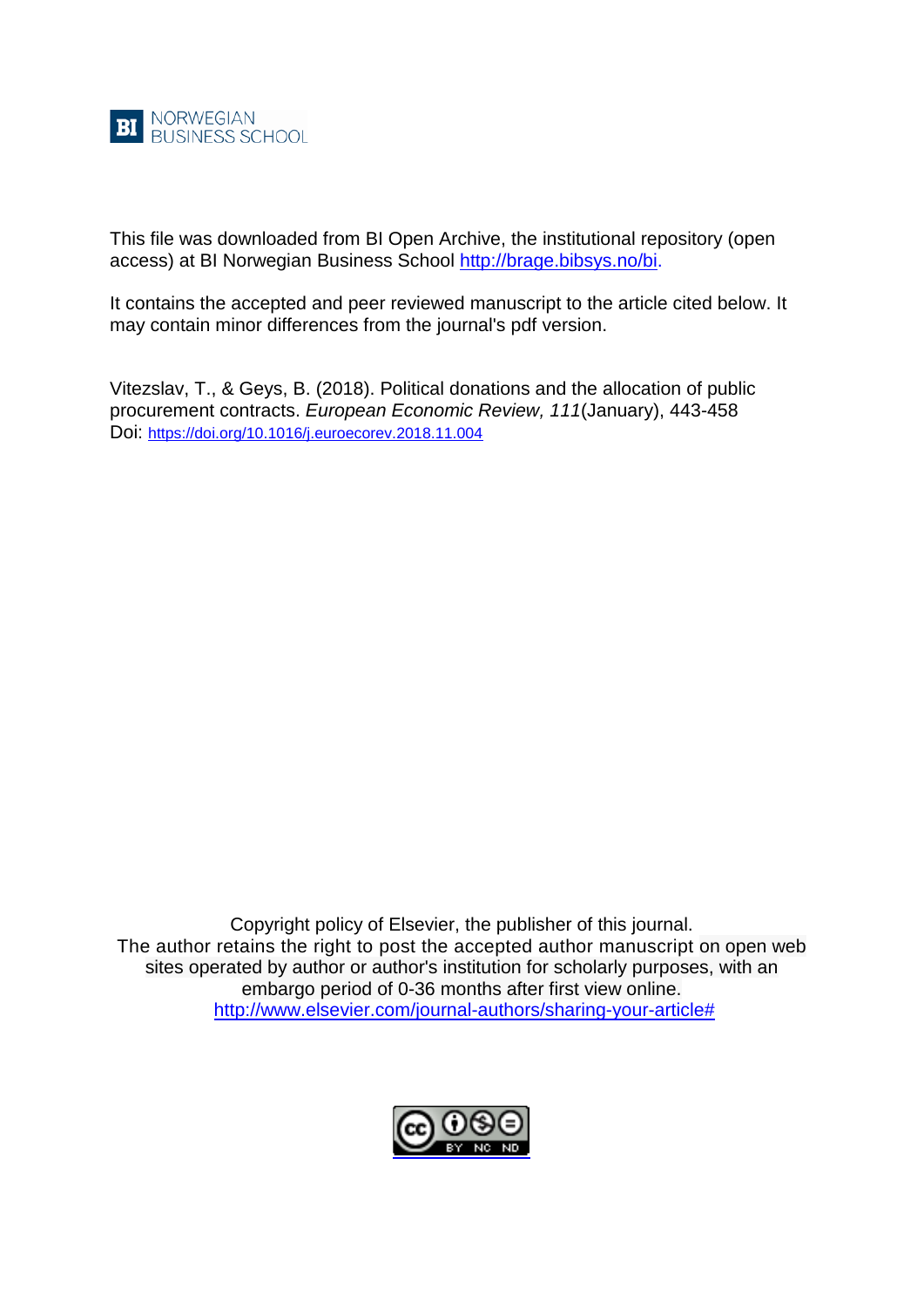BI NORWEGIAN BUSINESS SCHOOL

This file was downloaded from BI Open Archive, the institutional repository (open access) at BI Norwegian Business School http://brage.bibsys.no/bi.

It contains the accepted and peer reviewed manuscript to the article cited below. It may contain minor differences from the journal's pdf version.

Vitezslav, T., & Geys, B. (2018). Political donations and the allocation of public procurement contracts. *European Economic Review, 111*(January), 443-458
Doi: https://doi.org/10.1016/j.euroecorev.2018.11.004

Copyright policy of Elsevier, the publisher of this journal.
The author retains the right to post the accepted author manuscript on open web sites operated by author or author's institution for scholarly purposes, with an embargo period of 0-36 months after first view online.
http://www.elsevier.com/journal-authors/sharing-your-article#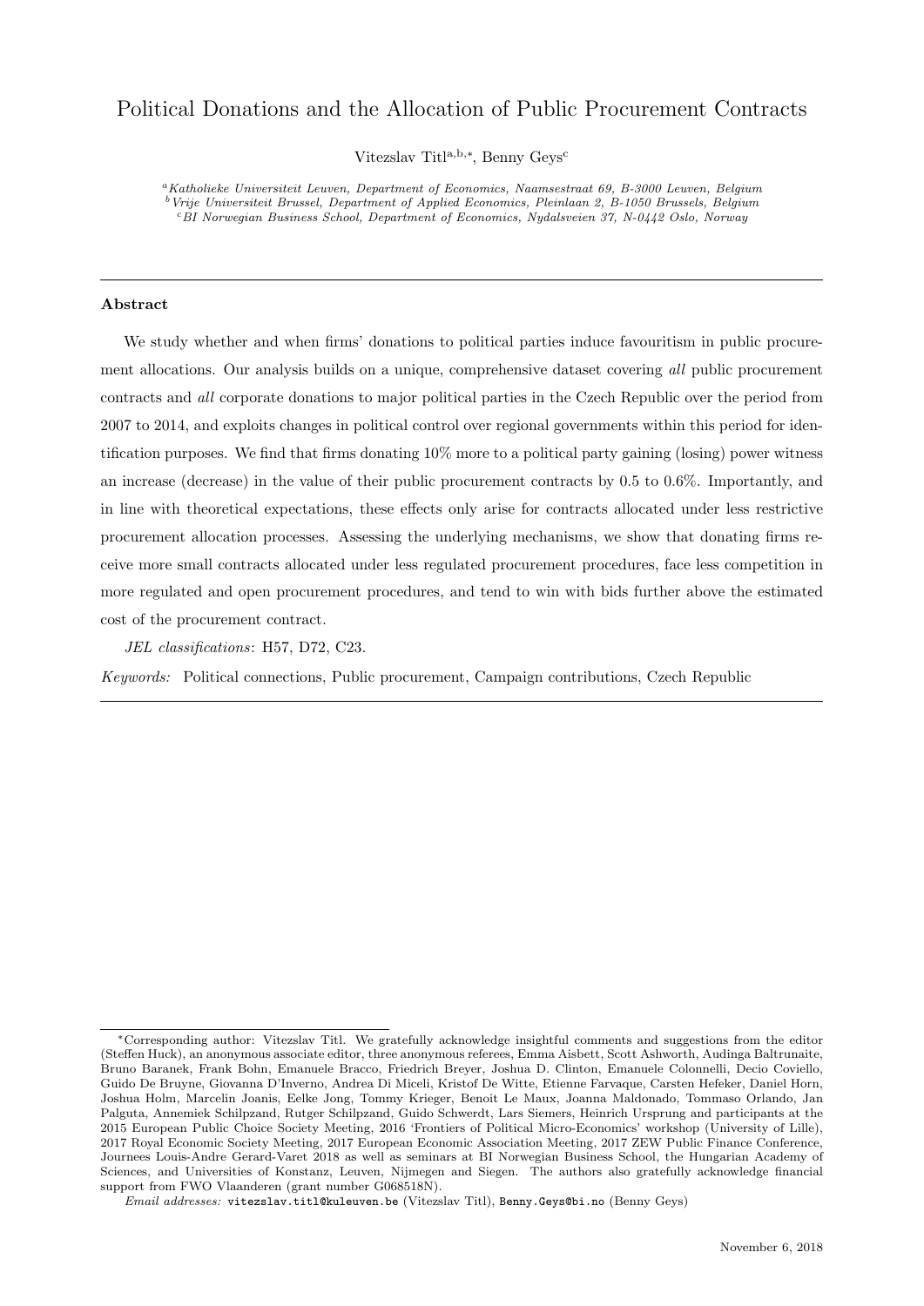# Political Donations and the Allocation of Public Procurement Contracts

Vitezslav Titl[a,b,*], Benny Geys[c]

[a] *Katholieke Universiteit Leuven, Department of Economics, Naamsestraat 69, B-3000 Leuven, Belgium*
[b] *Vrije Universiteit Brussel, Department of Applied Economics, Pleinlaan 2, B-1050 Brussels, Belgium*
[c] *BI Norwegian Business School, Department of Economics, Nydalsveien 37, N-0442 Oslo, Norway*

---

**Abstract**

We study whether and when firms' donations to political parties induce favouritism in public procurement allocations. Our analysis builds on a unique, comprehensive dataset covering *all* public procurement contracts and *all* corporate donations to major political parties in the Czech Republic over the period from 2007 to 2014, and exploits changes in political control over regional governments within this period for identification purposes. We find that firms donating 10% more to a political party gaining (losing) power witness an increase (decrease) in the value of their public procurement contracts by 0.5 to 0.6%. Importantly, and in line with theoretical expectations, these effects only arise for contracts allocated under less restrictive procurement allocation processes. Assessing the underlying mechanisms, we show that donating firms receive more small contracts allocated under less regulated procurement procedures, face less competition in more regulated and open procurement procedures, and tend to win with bids further above the estimated cost of the procurement contract.

*JEL classifications*: H57, D72, C23.

*Keywords:* Political connections, Public procurement, Campaign contributions, Czech Republic

---

*Corresponding author: Vitezslav Titl. We gratefully acknowledge insightful comments and suggestions from the editor (Steffen Huck), an anonymous associate editor, three anonymous referees, Emma Aisbett, Scott Ashworth, Audinga Baltrunaite, Bruno Baranek, Frank Bohn, Emanuele Bracco, Friedrich Breyer, Joshua D. Clinton, Emanuele Colonnelli, Decio Coviello, Guido De Bruyne, Giovanna D'Inverno, Andrea Di Miceli, Kristof De Witte, Etienne Farvaque, Carsten Hefeker, Daniel Horn, Joshua Holm, Marcelin Joanis, Eelke Jong, Tommy Krieger, Benoit Le Maux, Joanna Maldonado, Tommaso Orlando, Jan Palguta, Annemiek Schilpzand, Rutger Schilpzand, Guido Schwerdt, Lars Siemers, Heinrich Ursprung and participants at the 2015 European Public Choice Society Meeting, 2016 'Frontiers of Political Micro-Economics' workshop (University of Lille), 2017 Royal Economic Society Meeting, 2017 European Economic Association Meeting, 2017 ZEW Public Finance Conference, Journees Louis-Andre Gerard-Varet 2018 as well as seminars at BI Norwegian Business School, the Hungarian Academy of Sciences, and Universities of Konstanz, Leuven, Nijmegen and Siegen. The authors also gratefully acknowledge financial support from FWO Vlaanderen (grant number G068518N).

*Email addresses:* vitezslav.titl@kuleuven.be (Vitezslav Titl), Benny.Geys@bi.no (Benny Geys)

November 6, 2018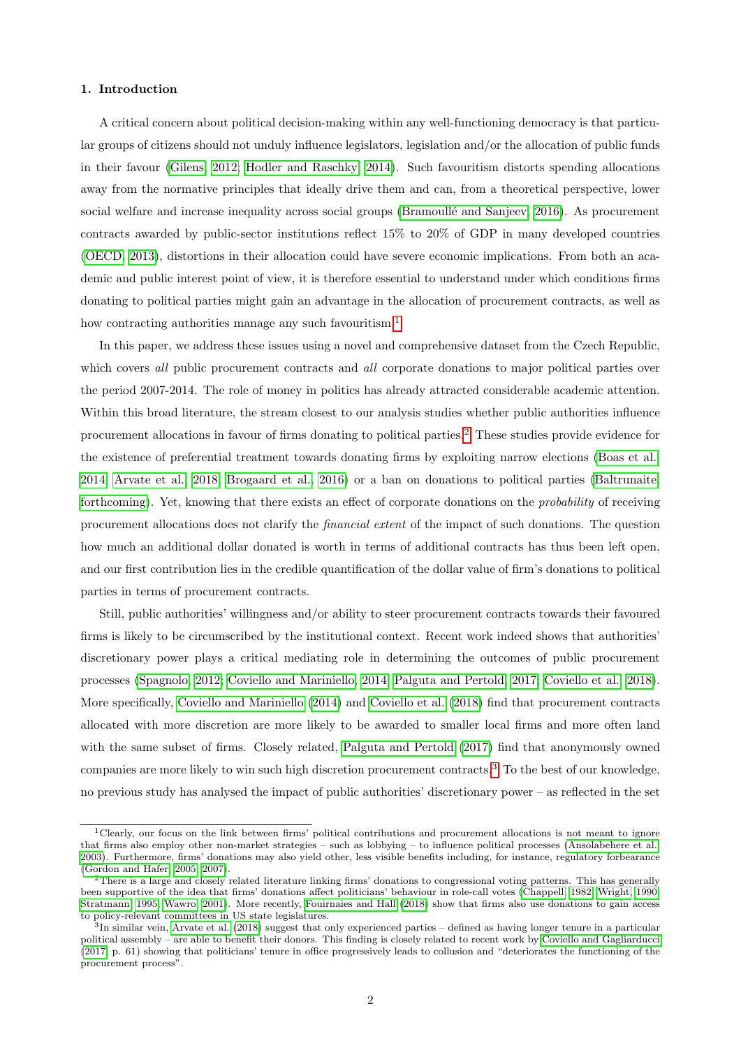## 1. Introduction

A critical concern about political decision-making within any well-functioning democracy is that particular groups of citizens should not unduly influence legislators, legislation and/or the allocation of public funds in their favour (Gilens, 2012; Hodler and Raschky, 2014). Such favouritism distorts spending allocations away from the normative principles that ideally drive them and can, from a theoretical perspective, lower social welfare and increase inequality across social groups (Bramoullé and Sanjeev, 2016). As procurement contracts awarded by public-sector institutions reflect 15% to 20% of GDP in many developed countries (OECD, 2013), distortions in their allocation could have severe economic implications. From both an academic and public interest point of view, it is therefore essential to understand under which conditions firms donating to political parties might gain an advantage in the allocation of procurement contracts, as well as how contracting authorities manage any such favouritism.[1]

In this paper, we address these issues using a novel and comprehensive dataset from the Czech Republic, which covers *all* public procurement contracts and *all* corporate donations to major political parties over the period 2007-2014. The role of money in politics has already attracted considerable academic attention. Within this broad literature, the stream closest to our analysis studies whether public authorities influence procurement allocations in favour of firms donating to political parties.[2] These studies provide evidence for the existence of preferential treatment towards donating firms by exploiting narrow elections (Boas et al., 2014; Arvate et al., 2018; Brogaard et al., 2016) or a ban on donations to political parties (Baltrunaite, forthcoming). Yet, knowing that there exists an effect of corporate donations on the *probability* of receiving procurement allocations does not clarify the *financial extent* of the impact of such donations. The question how much an additional dollar donated is worth in terms of additional contracts has thus been left open, and our first contribution lies in the credible quantification of the dollar value of firm's donations to political parties in terms of procurement contracts.

Still, public authorities' willingness and/or ability to steer procurement contracts towards their favoured firms is likely to be circumscribed by the institutional context. Recent work indeed shows that authorities' discretionary power plays a critical mediating role in determining the outcomes of public procurement processes (Spagnolo, 2012; Coviello and Mariniello, 2014; Palguta and Pertold, 2017; Coviello et al., 2018). More specifically, Coviello and Mariniello (2014) and Coviello et al. (2018) find that procurement contracts allocated with more discretion are more likely to be awarded to smaller local firms and more often land with the same subset of firms. Closely related, Palguta and Pertold (2017) find that anonymously owned companies are more likely to win such high discretion procurement contracts.[3] To the best of our knowledge, no previous study has analysed the impact of public authorities' discretionary power – as reflected in the set

---

[1] Clearly, our focus on the link between firms' political contributions and procurement allocations is not meant to ignore that firms also employ other non-market strategies – such as lobbying – to influence political processes (Ansolabehere et al., 2003). Furthermore, firms' donations may also yield other, less visible benefits including, for instance, regulatory forbearance (Gordon and Hafer, 2005, 2007).

[2] There is a large and closely related literature linking firms' donations to congressional voting patterns. This has generally been supportive of the idea that firms' donations affect politicians' behaviour in role-call votes (Chappell, 1982; Wright, 1990; Stratmann, 1995; Wawro, 2001). More recently, Fouirnaies and Hall (2018) show that firms also use donations to gain access to policy-relevant committees in US state legislatures.

[3] In similar vein, Arvate et al. (2018) suggest that only experienced parties – defined as having longer tenure in a particular political assembly – are able to benefit their donors. This finding is closely related to recent work by Coviello and Gagliarducci (2017, p. 61) showing that politicians' tenure in office progressively leads to collusion and "deteriorates the functioning of the procurement process".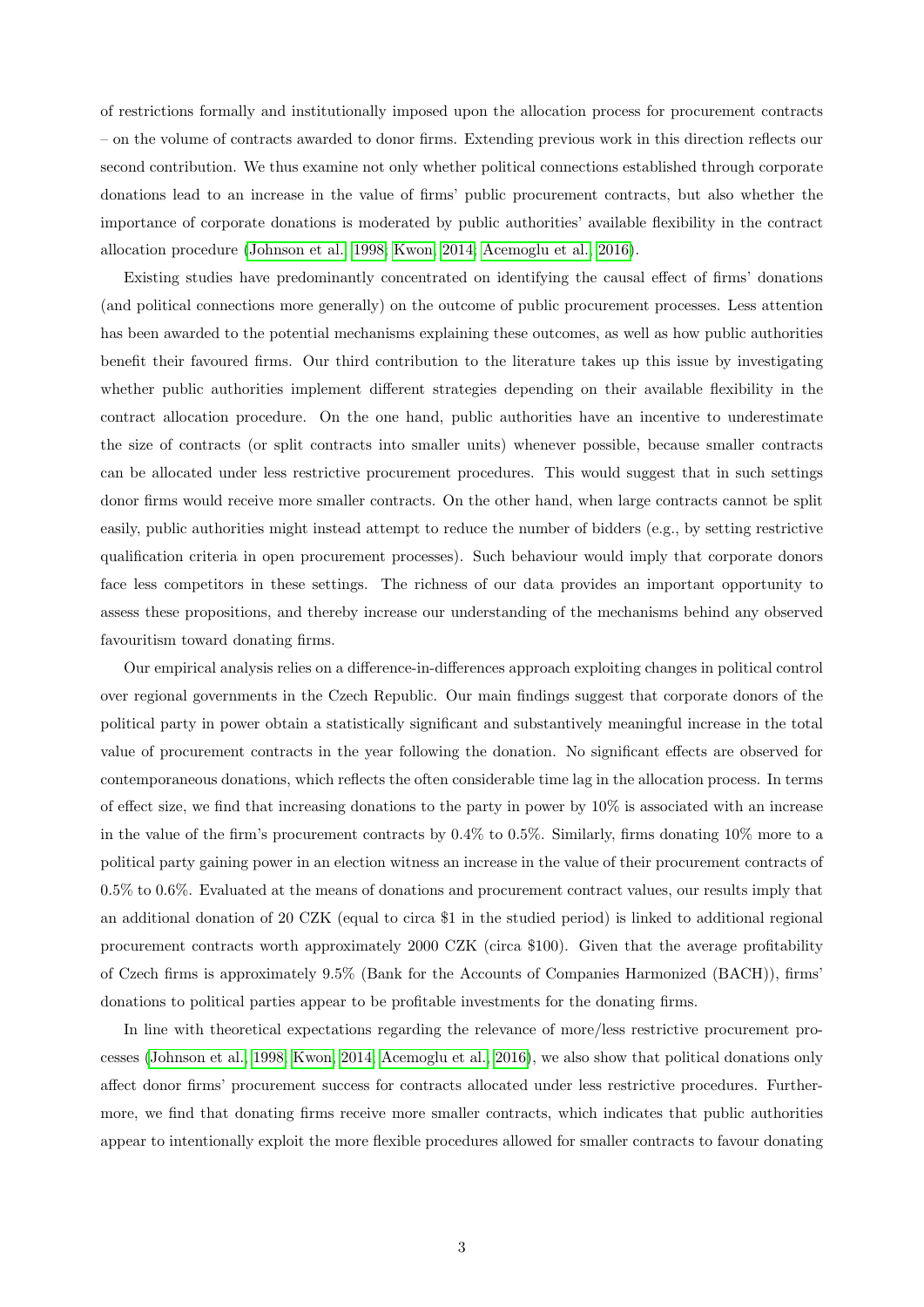of restrictions formally and institutionally imposed upon the allocation process for procurement contracts – on the volume of contracts awarded to donor firms. Extending previous work in this direction reflects our second contribution. We thus examine not only whether political connections established through corporate donations lead to an increase in the value of firms' public procurement contracts, but also whether the importance of corporate donations is moderated by public authorities' available flexibility in the contract allocation procedure (Johnson et al., 1998; Kwon, 2014; Acemoglu et al., 2016).

Existing studies have predominantly concentrated on identifying the causal effect of firms' donations (and political connections more generally) on the outcome of public procurement processes. Less attention has been awarded to the potential mechanisms explaining these outcomes, as well as how public authorities benefit their favoured firms. Our third contribution to the literature takes up this issue by investigating whether public authorities implement different strategies depending on their available flexibility in the contract allocation procedure. On the one hand, public authorities have an incentive to underestimate the size of contracts (or split contracts into smaller units) whenever possible, because smaller contracts can be allocated under less restrictive procurement procedures. This would suggest that in such settings donor firms would receive more smaller contracts. On the other hand, when large contracts cannot be split easily, public authorities might instead attempt to reduce the number of bidders (e.g., by setting restrictive qualification criteria in open procurement processes). Such behaviour would imply that corporate donors face less competitors in these settings. The richness of our data provides an important opportunity to assess these propositions, and thereby increase our understanding of the mechanisms behind any observed favouritism toward donating firms.

Our empirical analysis relies on a difference-in-differences approach exploiting changes in political control over regional governments in the Czech Republic. Our main findings suggest that corporate donors of the political party in power obtain a statistically significant and substantively meaningful increase in the total value of procurement contracts in the year following the donation. No significant effects are observed for contemporaneous donations, which reflects the often considerable time lag in the allocation process. In terms of effect size, we find that increasing donations to the party in power by 10% is associated with an increase in the value of the firm's procurement contracts by 0.4% to 0.5%. Similarly, firms donating 10% more to a political party gaining power in an election witness an increase in the value of their procurement contracts of 0.5% to 0.6%. Evaluated at the means of donations and procurement contract values, our results imply that an additional donation of 20 CZK (equal to circa $1 in the studied period) is linked to additional regional procurement contracts worth approximately 2000 CZK (circa $100). Given that the average profitability of Czech firms is approximately 9.5% (Bank for the Accounts of Companies Harmonized (BACH)), firms' donations to political parties appear to be profitable investments for the donating firms.

In line with theoretical expectations regarding the relevance of more/less restrictive procurement processes (Johnson et al., 1998; Kwon, 2014; Acemoglu et al., 2016), we also show that political donations only affect donor firms' procurement success for contracts allocated under less restrictive procedures. Furthermore, we find that donating firms receive more smaller contracts, which indicates that public authorities appear to intentionally exploit the more flexible procedures allowed for smaller contracts to favour donating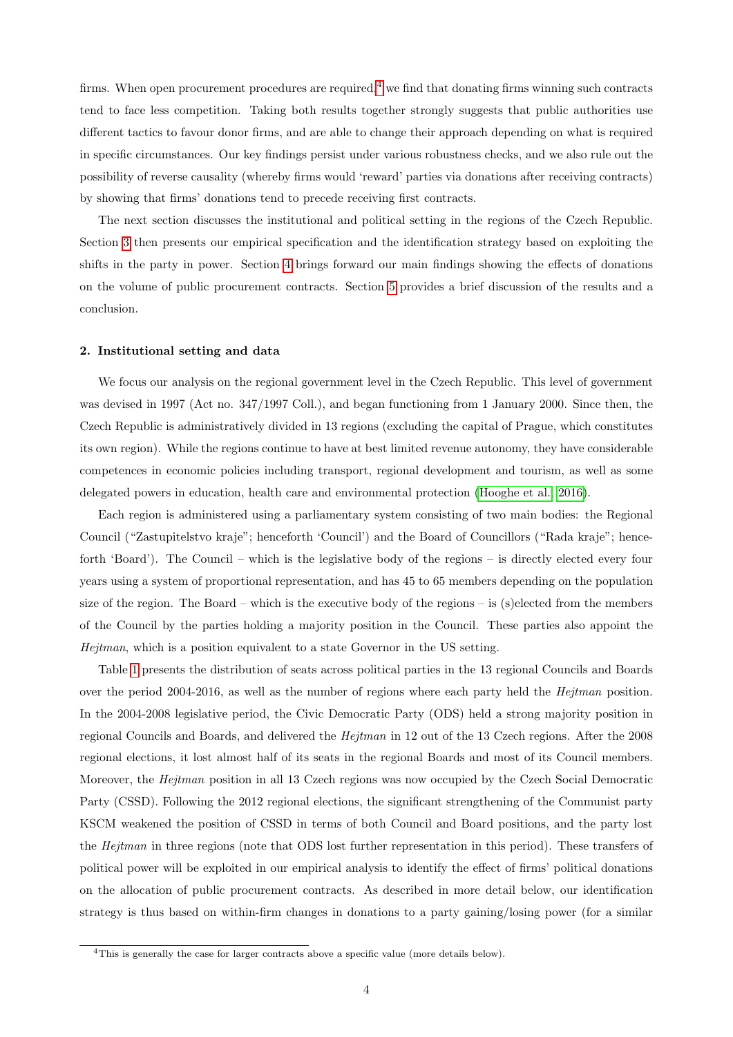firms. When open procurement procedures are required,[4] we find that donating firms winning such contracts tend to face less competition. Taking both results together strongly suggests that public authorities use different tactics to favour donor firms, and are able to change their approach depending on what is required in specific circumstances. Our key findings persist under various robustness checks, and we also rule out the possibility of reverse causality (whereby firms would 'reward' parties via donations after receiving contracts) by showing that firms' donations tend to precede receiving first contracts.

The next section discusses the institutional and political setting in the regions of the Czech Republic. Section 3 then presents our empirical specification and the identification strategy based on exploiting the shifts in the party in power. Section 4 brings forward our main findings showing the effects of donations on the volume of public procurement contracts. Section 5 provides a brief discussion of the results and a conclusion.

## 2. Institutional setting and data

We focus our analysis on the regional government level in the Czech Republic. This level of government was devised in 1997 (Act no. 347/1997 Coll.), and began functioning from 1 January 2000. Since then, the Czech Republic is administratively divided in 13 regions (excluding the capital of Prague, which constitutes its own region). While the regions continue to have at best limited revenue autonomy, they have considerable competences in economic policies including transport, regional development and tourism, as well as some delegated powers in education, health care and environmental protection (Hooghe et al., 2016).

Each region is administered using a parliamentary system consisting of two main bodies: the Regional Council ("Zastupitelstvo kraje"; henceforth 'Council') and the Board of Councillors ("Rada kraje"; henceforth 'Board'). The Council – which is the legislative body of the regions – is directly elected every four years using a system of proportional representation, and has 45 to 65 members depending on the population size of the region. The Board – which is the executive body of the regions – is (s)elected from the members of the Council by the parties holding a majority position in the Council. These parties also appoint the *Hejtman*, which is a position equivalent to a state Governor in the US setting.

Table 1 presents the distribution of seats across political parties in the 13 regional Councils and Boards over the period 2004-2016, as well as the number of regions where each party held the *Hejtman* position. In the 2004-2008 legislative period, the Civic Democratic Party (ODS) held a strong majority position in regional Councils and Boards, and delivered the *Hejtman* in 12 out of the 13 Czech regions. After the 2008 regional elections, it lost almost half of its seats in the regional Boards and most of its Council members. Moreover, the *Hejtman* position in all 13 Czech regions was now occupied by the Czech Social Democratic Party (CSSD). Following the 2012 regional elections, the significant strengthening of the Communist party KSCM weakened the position of CSSD in terms of both Council and Board positions, and the party lost the *Hejtman* in three regions (note that ODS lost further representation in this period). These transfers of political power will be exploited in our empirical analysis to identify the effect of firms' political donations on the allocation of public procurement contracts. As described in more detail below, our identification strategy is thus based on within-firm changes in donations to a party gaining/losing power (for a similar

[4] This is generally the case for larger contracts above a specific value (more details below).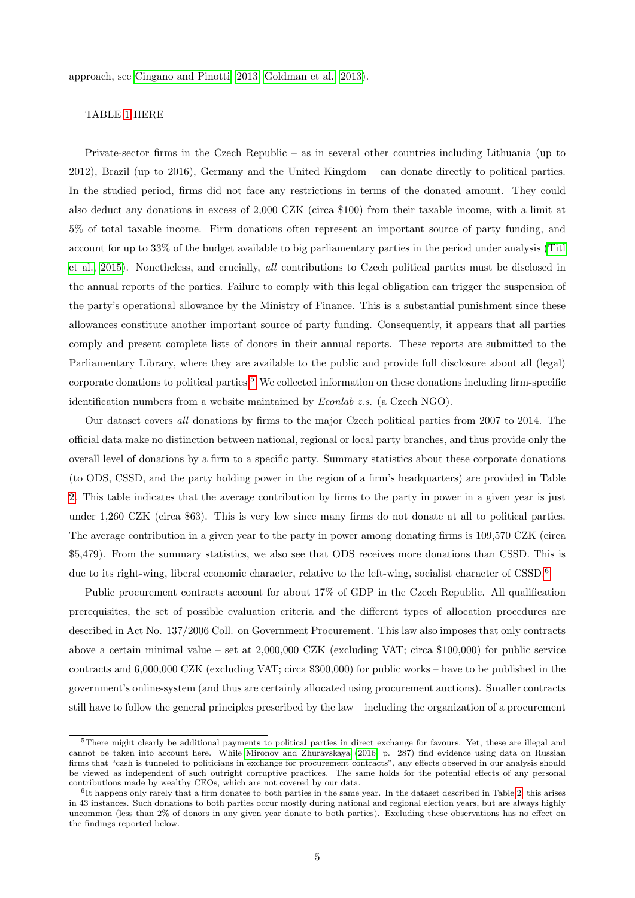approach, see Cingano and Pinotti, 2013; Goldman et al., 2013).

TABLE 1 HERE

Private-sector firms in the Czech Republic – as in several other countries including Lithuania (up to 2012), Brazil (up to 2016), Germany and the United Kingdom – can donate directly to political parties. In the studied period, firms did not face any restrictions in terms of the donated amount. They could also deduct any donations in excess of 2,000 CZK (circa $100) from their taxable income, with a limit at 5% of total taxable income. Firm donations often represent an important source of party funding, and account for up to 33% of the budget available to big parliamentary parties in the period under analysis (Titl et al., 2015). Nonetheless, and crucially, *all* contributions to Czech political parties must be disclosed in the annual reports of the parties. Failure to comply with this legal obligation can trigger the suspension of the party's operational allowance by the Ministry of Finance. This is a substantial punishment since these allowances constitute another important source of party funding. Consequently, it appears that all parties comply and present complete lists of donors in their annual reports. These reports are submitted to the Parliamentary Library, where they are available to the public and provide full disclosure about all (legal) corporate donations to political parties.[5] We collected information on these donations including firm-specific identification numbers from a website maintained by *Econlab z.s.* (a Czech NGO).

Our dataset covers *all* donations by firms to the major Czech political parties from 2007 to 2014. The official data make no distinction between national, regional or local party branches, and thus provide only the overall level of donations by a firm to a specific party. Summary statistics about these corporate donations (to ODS, CSSD, and the party holding power in the region of a firm's headquarters) are provided in Table 2. This table indicates that the average contribution by firms to the party in power in a given year is just under 1,260 CZK (circa $63). This is very low since many firms do not donate at all to political parties. The average contribution in a given year to the party in power among donating firms is 109,570 CZK (circa $5,479). From the summary statistics, we also see that ODS receives more donations than CSSD. This is due to its right-wing, liberal economic character, relative to the left-wing, socialist character of CSSD.[6]

Public procurement contracts account for about 17% of GDP in the Czech Republic. All qualification prerequisites, the set of possible evaluation criteria and the different types of allocation procedures are described in Act No. 137/2006 Coll. on Government Procurement. This law also imposes that only contracts above a certain minimal value – set at 2,000,000 CZK (excluding VAT; circa $100,000) for public service contracts and 6,000,000 CZK (excluding VAT; circa $300,000) for public works – have to be published in the government's online-system (and thus are certainly allocated using procurement auctions). Smaller contracts still have to follow the general principles prescribed by the law – including the organization of a procurement

[5] There might clearly be additional payments to political parties in direct exchange for favours. Yet, these are illegal and cannot be taken into account here. While Mironov and Zhuravskaya (2016, p. 287) find evidence using data on Russian firms that "cash is tunneled to politicians in exchange for procurement contracts", any effects observed in our analysis should be viewed as independent of such outright corruptive practices. The same holds for the potential effects of any personal contributions made by wealthy CEOs, which are not covered by our data.

[6] It happens only rarely that a firm donates to both parties in the same year. In the dataset described in Table 2, this arises in 43 instances. Such donations to both parties occur mostly during national and regional election years, but are always highly uncommon (less than 2% of donors in any given year donate to both parties). Excluding these observations has no effect on the findings reported below.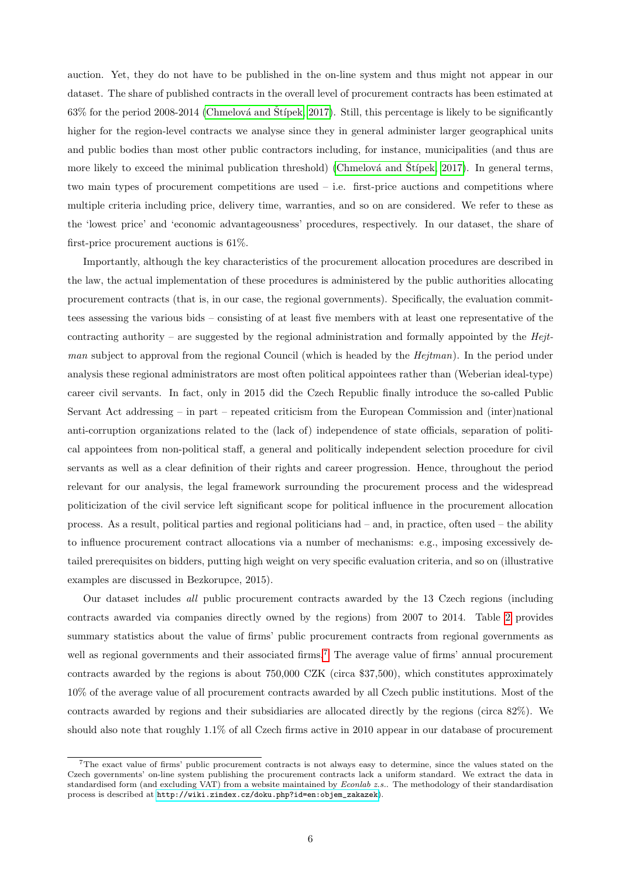auction. Yet, they do not have to be published in the on-line system and thus might not appear in our dataset. The share of published contracts in the overall level of procurement contracts has been estimated at 63% for the period 2008-2014 (Chmelová and Štípek, 2017). Still, this percentage is likely to be significantly higher for the region-level contracts we analyse since they in general administer larger geographical units and public bodies than most other public contractors including, for instance, municipalities (and thus are more likely to exceed the minimal publication threshold) (Chmelová and Štípek, 2017). In general terms, two main types of procurement competitions are used – i.e. first-price auctions and competitions where multiple criteria including price, delivery time, warranties, and so on are considered. We refer to these as the 'lowest price' and 'economic advantageousness' procedures, respectively. In our dataset, the share of first-price procurement auctions is 61%.

Importantly, although the key characteristics of the procurement allocation procedures are described in the law, the actual implementation of these procedures is administered by the public authorities allocating procurement contracts (that is, in our case, the regional governments). Specifically, the evaluation committees assessing the various bids – consisting of at least five members with at least one representative of the contracting authority – are suggested by the regional administration and formally appointed by the *Hejtman* subject to approval from the regional Council (which is headed by the *Hejtman*). In the period under analysis these regional administrators are most often political appointees rather than (Weberian ideal-type) career civil servants. In fact, only in 2015 did the Czech Republic finally introduce the so-called Public Servant Act addressing – in part – repeated criticism from the European Commission and (inter)national anti-corruption organizations related to the (lack of) independence of state officials, separation of political appointees from non-political staff, a general and politically independent selection procedure for civil servants as well as a clear definition of their rights and career progression. Hence, throughout the period relevant for our analysis, the legal framework surrounding the procurement process and the widespread politicization of the civil service left significant scope for political influence in the procurement allocation process. As a result, political parties and regional politicians had – and, in practice, often used – the ability to influence procurement contract allocations via a number of mechanisms: e.g., imposing excessively detailed prerequisites on bidders, putting high weight on very specific evaluation criteria, and so on (illustrative examples are discussed in Bezkorupce, 2015).

Our dataset includes *all* public procurement contracts awarded by the 13 Czech regions (including contracts awarded via companies directly owned by the regions) from 2007 to 2014. Table 2 provides summary statistics about the value of firms' public procurement contracts from regional governments as well as regional governments and their associated firms.[7] The average value of firms' annual procurement contracts awarded by the regions is about 750,000 CZK (circa $37,500), which constitutes approximately 10% of the average value of all procurement contracts awarded by all Czech public institutions. Most of the contracts awarded by regions and their subsidiaries are allocated directly by the regions (circa 82%). We should also note that roughly 1.1% of all Czech firms active in 2010 appear in our database of procurement

[7] The exact value of firms' public procurement contracts is not always easy to determine, since the values stated on the Czech governments' on-line system publishing the procurement contracts lack a uniform standard. We extract the data in standardised form (and excluding VAT) from a website maintained by *Econlab z.s.*. The methodology of their standardisation process is described at http://wiki.zindex.cz/doku.php?id=en:objem_zakazek).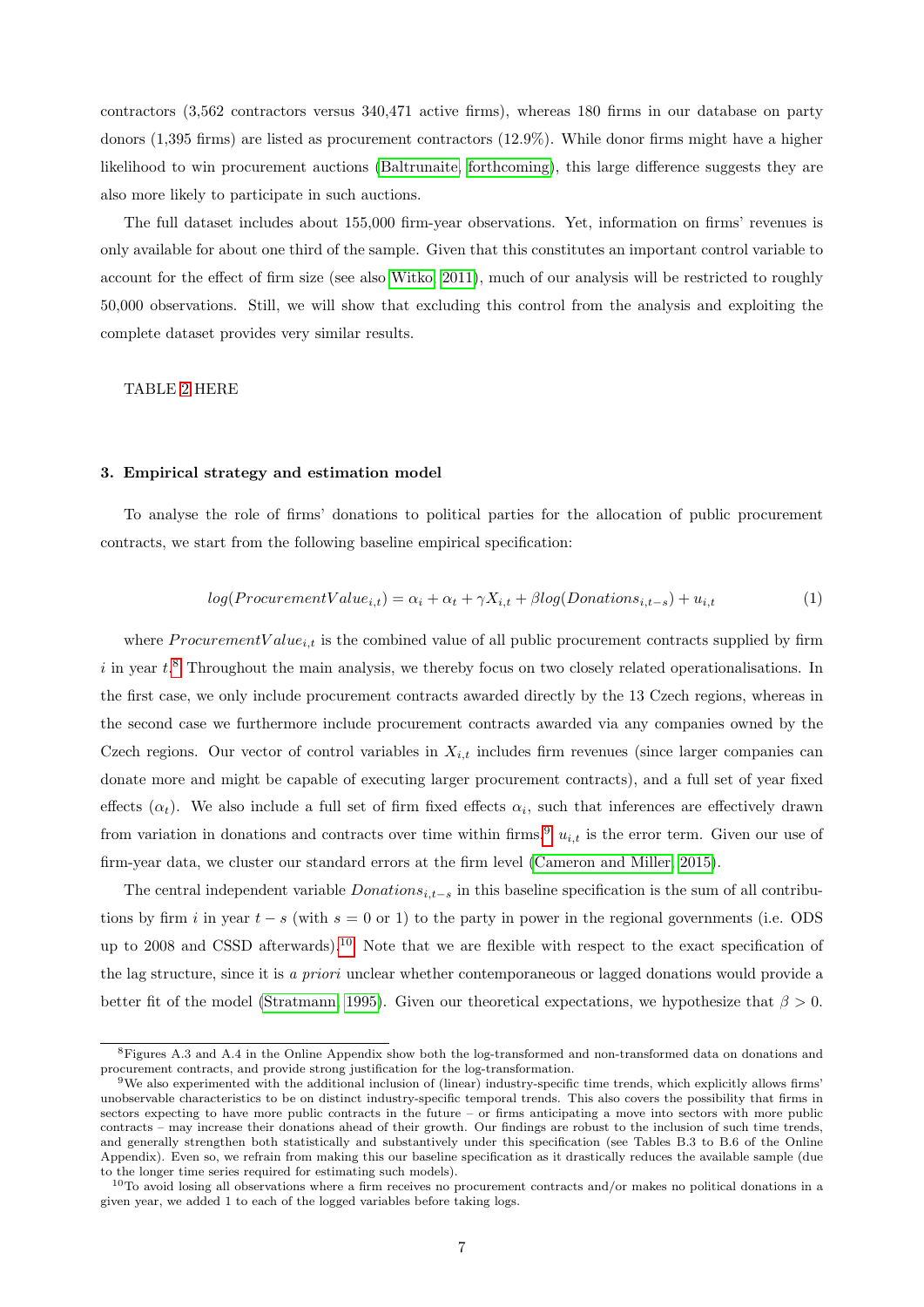contractors (3,562 contractors versus 340,471 active firms), whereas 180 firms in our database on party donors (1,395 firms) are listed as procurement contractors (12.9%). While donor firms might have a higher likelihood to win procurement auctions (Baltrunaite, forthcoming), this large difference suggests they are also more likely to participate in such auctions.

The full dataset includes about 155,000 firm-year observations. Yet, information on firms' revenues is only available for about one third of the sample. Given that this constitutes an important control variable to account for the effect of firm size (see also Witko, 2011), much of our analysis will be restricted to roughly 50,000 observations. Still, we will show that excluding this control from the analysis and exploiting the complete dataset provides very similar results.

TABLE 2 HERE

### 3. Empirical strategy and estimation model

To analyse the role of firms' donations to political parties for the allocation of public procurement contracts, we start from the following baseline empirical specification:

$$log(ProcurementValue_{i,t}) = \alpha_i + \alpha_t + \gamma X_{i,t} + \beta log(Donations_{i,t-s}) + u_{i,t} \tag{1}$$

where $ProcurementValue_{i,t}$ is the combined value of all public procurement contracts supplied by firm $i$ in year $t$.[8] Throughout the main analysis, we thereby focus on two closely related operationalisations. In the first case, we only include procurement contracts awarded directly by the 13 Czech regions, whereas in the second case we furthermore include procurement contracts awarded via any companies owned by the Czech regions. Our vector of control variables in $X_{i,t}$ includes firm revenues (since larger companies can donate more and might be capable of executing larger procurement contracts), and a full set of year fixed effects ($\alpha_t$). We also include a full set of firm fixed effects $\alpha_i$, such that inferences are effectively drawn from variation in donations and contracts over time within firms.[9] $u_{i,t}$ is the error term. Given our use of firm-year data, we cluster our standard errors at the firm level (Cameron and Miller, 2015).

The central independent variable $Donations_{i,t-s}$ in this baseline specification is the sum of all contributions by firm $i$ in year $t - s$ (with $s = 0$ or 1) to the party in power in the regional governments (i.e. ODS up to 2008 and CSSD afterwards).[10] Note that we are flexible with respect to the exact specification of the lag structure, since it is *a priori* unclear whether contemporaneous or lagged donations would provide a better fit of the model (Stratmann, 1995). Given our theoretical expectations, we hypothesize that $\beta > 0$.

[8] Figures A.3 and A.4 in the Online Appendix show both the log-transformed and non-transformed data on donations and procurement contracts, and provide strong justification for the log-transformation.

[9] We also experimented with the additional inclusion of (linear) industry-specific time trends, which explicitly allows firms' unobservable characteristics to be on distinct industry-specific temporal trends. This also covers the possibility that firms in sectors expecting to have more public contracts in the future – or firms anticipating a move into sectors with more public contracts – may increase their donations ahead of their growth. Our findings are robust to the inclusion of such time trends, and generally strengthen both statistically and substantively under this specification (see Tables B.3 to B.6 of the Online Appendix). Even so, we refrain from making this our baseline specification as it drastically reduces the available sample (due to the longer time series required for estimating such models).

[10] To avoid losing all observations where a firm receives no procurement contracts and/or makes no political donations in a given year, we added 1 to each of the logged variables before taking logs.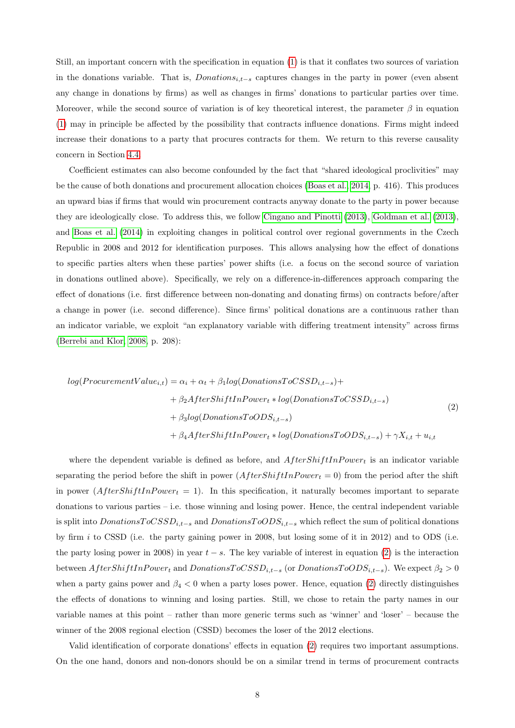Still, an important concern with the specification in equation (1) is that it conflates two sources of variation in the donations variable. That is, $Donations_{i,t-s}$ captures changes in the party in power (even absent any change in donations by firms) as well as changes in firms' donations to particular parties over time. Moreover, while the second source of variation is of key theoretical interest, the parameter $\beta$ in equation (1) may in principle be affected by the possibility that contracts influence donations. Firms might indeed increase their donations to a party that procures contracts for them. We return to this reverse causality concern in Section 4.4.

Coefficient estimates can also become confounded by the fact that "shared ideological proclivities" may be the cause of both donations and procurement allocation choices (Boas et al., 2014, p. 416). This produces an upward bias if firms that would win procurement contracts anyway donate to the party in power because they are ideologically close. To address this, we follow Cingano and Pinotti (2013), Goldman et al. (2013), and Boas et al. (2014) in exploiting changes in political control over regional governments in the Czech Republic in 2008 and 2012 for identification purposes. This allows analysing how the effect of donations to specific parties alters when these parties' power shifts (i.e. a focus on the second source of variation in donations outlined above). Specifically, we rely on a difference-in-differences approach comparing the effect of donations (i.e. first difference between non-donating and donating firms) on contracts before/after a change in power (i.e. second difference). Since firms' political donations are a continuous rather than an indicator variable, we exploit "an explanatory variable with differing treatment intensity" across firms (Berrebi and Klor, 2008, p. 208):

$$
\begin{aligned}
log(ProcurementValue_{i,t}) = \alpha_i + \alpha_t + \beta_1 log(DonationsToCSSD_{i,t-s}) + \\
+ \beta_2 AfterShiftInPower_t * log(DonationsToCSSD_{i,t-s}) \\
+ \beta_3 log(DonationsToODS_{i,t-s}) \\
+ \beta_4 AfterShiftInPower_t * log(DonationsToODS_{i,t-s}) + \gamma X_{i,t} + u_{i,t}
\end{aligned}
\tag{2}
$$

where the dependent variable is defined as before, and $AfterShiftInPower_t$ is an indicator variable separating the period before the shift in power ($AfterShiftInPower_t = 0$) from the period after the shift in power ($AfterShiftInPower_t = 1$). In this specification, it naturally becomes important to separate donations to various parties – i.e. those winning and losing power. Hence, the central independent variable is split into $DonationsToCSSD_{i,t-s}$ and $DonationsToODS_{i,t-s}$ which reflect the sum of political donations by firm $i$ to CSSD (i.e. the party gaining power in 2008, but losing some of it in 2012) and to ODS (i.e. the party losing power in 2008) in year $t-s$. The key variable of interest in equation (2) is the interaction between $AfterShiftInPower_t$ and $DonationsToCSSD_{i,t-s}$ (or $DonationsToODS_{i,t-s}$). We expect $\beta_2 > 0$ when a party gains power and $\beta_4 < 0$ when a party loses power. Hence, equation (2) directly distinguishes the effects of donations to winning and losing parties. Still, we chose to retain the party names in our variable names at this point – rather than more generic terms such as 'winner' and 'loser' – because the winner of the 2008 regional election (CSSD) becomes the loser of the 2012 elections.

Valid identification of corporate donations' effects in equation (2) requires two important assumptions. On the one hand, donors and non-donors should be on a similar trend in terms of procurement contracts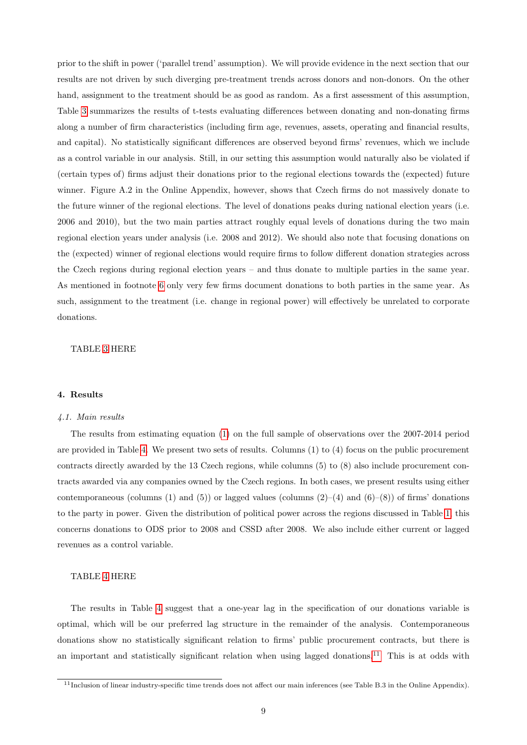prior to the shift in power ('parallel trend' assumption). We will provide evidence in the next section that our results are not driven by such diverging pre-treatment trends across donors and non-donors. On the other hand, assignment to the treatment should be as good as random. As a first assessment of this assumption, Table 3 summarizes the results of t-tests evaluating differences between donating and non-donating firms along a number of firm characteristics (including firm age, revenues, assets, operating and financial results, and capital). No statistically significant differences are observed beyond firms' revenues, which we include as a control variable in our analysis. Still, in our setting this assumption would naturally also be violated if (certain types of) firms adjust their donations prior to the regional elections towards the (expected) future winner. Figure A.2 in the Online Appendix, however, shows that Czech firms do not massively donate to the future winner of the regional elections. The level of donations peaks during national election years (i.e. 2006 and 2010), but the two main parties attract roughly equal levels of donations during the two main regional election years under analysis (i.e. 2008 and 2012). We should also note that focusing donations on the (expected) winner of regional elections would require firms to follow different donation strategies across the Czech regions during regional election years – and thus donate to multiple parties in the same year. As mentioned in footnote 6 only very few firms document donations to both parties in the same year. As such, assignment to the treatment (i.e. change in regional power) will effectively be unrelated to corporate donations.

TABLE 3 HERE

## 4. Results

### *4.1. Main results*

The results from estimating equation (1) on the full sample of observations over the 2007-2014 period are provided in Table 4. We present two sets of results. Columns (1) to (4) focus on the public procurement contracts directly awarded by the 13 Czech regions, while columns (5) to (8) also include procurement contracts awarded via any companies owned by the Czech regions. In both cases, we present results using either contemporaneous (columns (1) and (5)) or lagged values (columns (2)–(4) and (6)–(8)) of firms' donations to the party in power. Given the distribution of political power across the regions discussed in Table 1, this concerns donations to ODS prior to 2008 and CSSD after 2008. We also include either current or lagged revenues as a control variable.

TABLE 4 HERE

The results in Table 4 suggest that a one-year lag in the specification of our donations variable is optimal, which will be our preferred lag structure in the remainder of the analysis. Contemporaneous donations show no statistically significant relation to firms' public procurement contracts, but there is an important and statistically significant relation when using lagged donations.[11] This is at odds with

[11] Inclusion of linear industry-specific time trends does not affect our main inferences (see Table B.3 in the Online Appendix).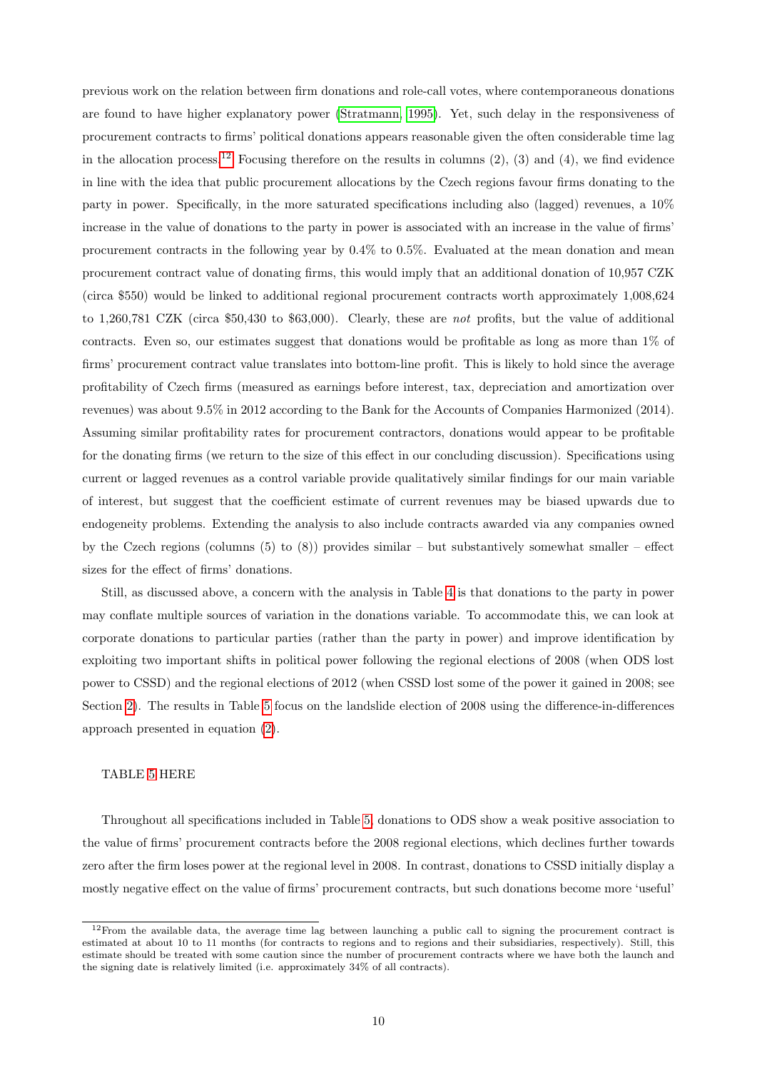previous work on the relation between firm donations and role-call votes, where contemporaneous donations are found to have higher explanatory power (Stratmann, 1995). Yet, such delay in the responsiveness of procurement contracts to firms' political donations appears reasonable given the often considerable time lag in the allocation process.[12] Focusing therefore on the results in columns (2), (3) and (4), we find evidence in line with the idea that public procurement allocations by the Czech regions favour firms donating to the party in power. Specifically, in the more saturated specifications including also (lagged) revenues, a 10% increase in the value of donations to the party in power is associated with an increase in the value of firms' procurement contracts in the following year by 0.4% to 0.5%. Evaluated at the mean donation and mean procurement contract value of donating firms, this would imply that an additional donation of 10,957 CZK (circa $550) would be linked to additional regional procurement contracts worth approximately 1,008,624 to 1,260,781 CZK (circa $50,430 to $63,000). Clearly, these are *not* profits, but the value of additional contracts. Even so, our estimates suggest that donations would be profitable as long as more than 1% of firms' procurement contract value translates into bottom-line profit. This is likely to hold since the average profitability of Czech firms (measured as earnings before interest, tax, depreciation and amortization over revenues) was about 9.5% in 2012 according to the Bank for the Accounts of Companies Harmonized (2014). Assuming similar profitability rates for procurement contractors, donations would appear to be profitable for the donating firms (we return to the size of this effect in our concluding discussion). Specifications using current or lagged revenues as a control variable provide qualitatively similar findings for our main variable of interest, but suggest that the coefficient estimate of current revenues may be biased upwards due to endogeneity problems. Extending the analysis to also include contracts awarded via any companies owned by the Czech regions (columns (5) to (8)) provides similar – but substantively somewhat smaller – effect sizes for the effect of firms' donations.

Still, as discussed above, a concern with the analysis in Table 4 is that donations to the party in power may conflate multiple sources of variation in the donations variable. To accommodate this, we can look at corporate donations to particular parties (rather than the party in power) and improve identification by exploiting two important shifts in political power following the regional elections of 2008 (when ODS lost power to CSSD) and the regional elections of 2012 (when CSSD lost some of the power it gained in 2008; see Section 2). The results in Table 5 focus on the landslide election of 2008 using the difference-in-differences approach presented in equation (2).

TABLE 5 HERE

Throughout all specifications included in Table 5, donations to ODS show a weak positive association to the value of firms' procurement contracts before the 2008 regional elections, which declines further towards zero after the firm loses power at the regional level in 2008. In contrast, donations to CSSD initially display a mostly negative effect on the value of firms' procurement contracts, but such donations become more 'useful'

[12] From the available data, the average time lag between launching a public call to signing the procurement contract is estimated at about 10 to 11 months (for contracts to regions and to regions and their subsidiaries, respectively). Still, this estimate should be treated with some caution since the number of procurement contracts where we have both the launch and the signing date is relatively limited (i.e. approximately 34% of all contracts).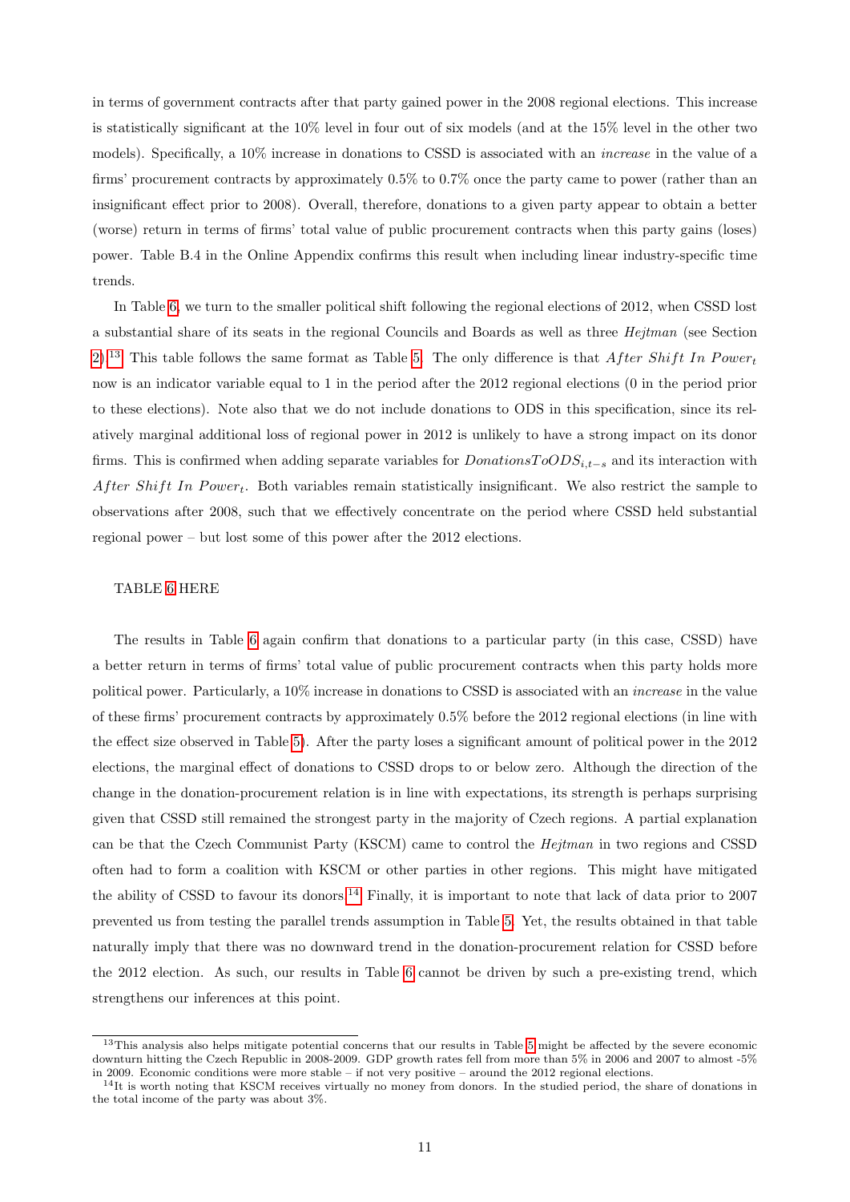in terms of government contracts after that party gained power in the 2008 regional elections. This increase is statistically significant at the 10% level in four out of six models (and at the 15% level in the other two models). Specifically, a 10% increase in donations to CSSD is associated with an *increase* in the value of a firms' procurement contracts by approximately 0.5% to 0.7% once the party came to power (rather than an insignificant effect prior to 2008). Overall, therefore, donations to a given party appear to obtain a better (worse) return in terms of firms' total value of public procurement contracts when this party gains (loses) power. Table B.4 in the Online Appendix confirms this result when including linear industry-specific time trends.

In Table 6, we turn to the smaller political shift following the regional elections of 2012, when CSSD lost a substantial share of its seats in the regional Councils and Boards as well as three *Hejtman* (see Section 2).[13] This table follows the same format as Table 5. The only difference is that $After\ Shift\ In\ Power_t$ now is an indicator variable equal to 1 in the period after the 2012 regional elections (0 in the period prior to these elections). Note also that we do not include donations to ODS in this specification, since its relatively marginal additional loss of regional power in 2012 is unlikely to have a strong impact on its donor firms. This is confirmed when adding separate variables for $DonationsToODS_{i,t-s}$ and its interaction with $After\ Shift\ In\ Power_t$. Both variables remain statistically insignificant. We also restrict the sample to observations after 2008, such that we effectively concentrate on the period where CSSD held substantial regional power – but lost some of this power after the 2012 elections.

TABLE 6 HERE

The results in Table 6 again confirm that donations to a particular party (in this case, CSSD) have a better return in terms of firms' total value of public procurement contracts when this party holds more political power. Particularly, a 10% increase in donations to CSSD is associated with an *increase* in the value of these firms' procurement contracts by approximately 0.5% before the 2012 regional elections (in line with the effect size observed in Table 5). After the party loses a significant amount of political power in the 2012 elections, the marginal effect of donations to CSSD drops to or below zero. Although the direction of the change in the donation-procurement relation is in line with expectations, its strength is perhaps surprising given that CSSD still remained the strongest party in the majority of Czech regions. A partial explanation can be that the Czech Communist Party (KSCM) came to control the *Hejtman* in two regions and CSSD often had to form a coalition with KSCM or other parties in other regions. This might have mitigated the ability of CSSD to favour its donors.[14] Finally, it is important to note that lack of data prior to 2007 prevented us from testing the parallel trends assumption in Table 5. Yet, the results obtained in that table naturally imply that there was no downward trend in the donation-procurement relation for CSSD before the 2012 election. As such, our results in Table 6 cannot be driven by such a pre-existing trend, which strengthens our inferences at this point.

[13] This analysis also helps mitigate potential concerns that our results in Table 5 might be affected by the severe economic downturn hitting the Czech Republic in 2008-2009. GDP growth rates fell from more than 5% in 2006 and 2007 to almost -5% in 2009. Economic conditions were more stable – if not very positive – around the 2012 regional elections.

[14] It is worth noting that KSCM receives virtually no money from donors. In the studied period, the share of donations in the total income of the party was about 3%.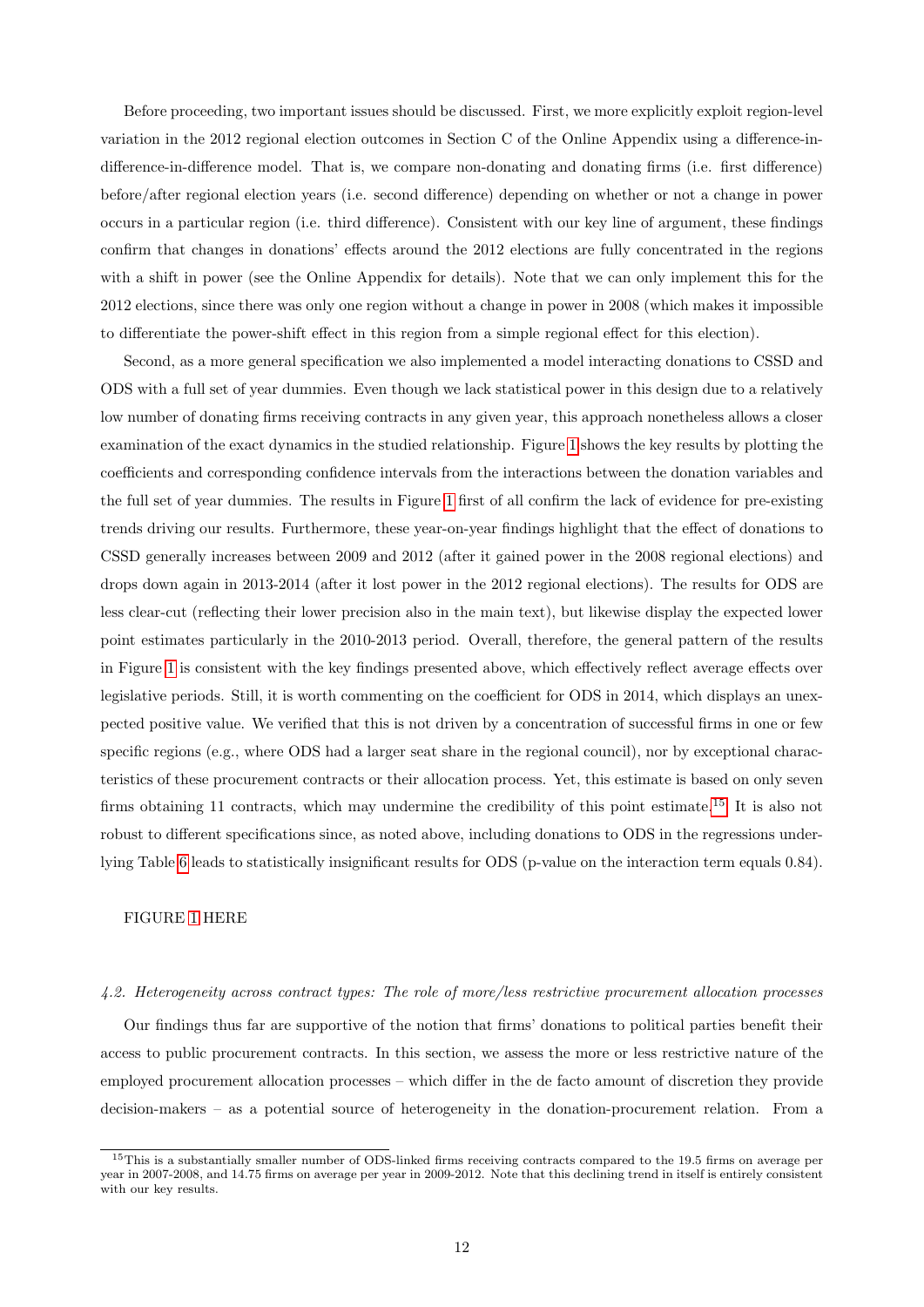Before proceeding, two important issues should be discussed. First, we more explicitly exploit region-level variation in the 2012 regional election outcomes in Section C of the Online Appendix using a difference-in-difference-in-difference model. That is, we compare non-donating and donating firms (i.e. first difference) before/after regional election years (i.e. second difference) depending on whether or not a change in power occurs in a particular region (i.e. third difference). Consistent with our key line of argument, these findings confirm that changes in donations' effects around the 2012 elections are fully concentrated in the regions with a shift in power (see the Online Appendix for details). Note that we can only implement this for the 2012 elections, since there was only one region without a change in power in 2008 (which makes it impossible to differentiate the power-shift effect in this region from a simple regional effect for this election).

Second, as a more general specification we also implemented a model interacting donations to CSSD and ODS with a full set of year dummies. Even though we lack statistical power in this design due to a relatively low number of donating firms receiving contracts in any given year, this approach nonetheless allows a closer examination of the exact dynamics in the studied relationship. Figure 1 shows the key results by plotting the coefficients and corresponding confidence intervals from the interactions between the donation variables and the full set of year dummies. The results in Figure 1 first of all confirm the lack of evidence for pre-existing trends driving our results. Furthermore, these year-on-year findings highlight that the effect of donations to CSSD generally increases between 2009 and 2012 (after it gained power in the 2008 regional elections) and drops down again in 2013-2014 (after it lost power in the 2012 regional elections). The results for ODS are less clear-cut (reflecting their lower precision also in the main text), but likewise display the expected lower point estimates particularly in the 2010-2013 period. Overall, therefore, the general pattern of the results in Figure 1 is consistent with the key findings presented above, which effectively reflect average effects over legislative periods. Still, it is worth commenting on the coefficient for ODS in 2014, which displays an unexpected positive value. We verified that this is not driven by a concentration of successful firms in one or few specific regions (e.g., where ODS had a larger seat share in the regional council), nor by exceptional characteristics of these procurement contracts or their allocation process. Yet, this estimate is based on only seven firms obtaining 11 contracts, which may undermine the credibility of this point estimate.[15] It is also not robust to different specifications since, as noted above, including donations to ODS in the regressions underlying Table 6 leads to statistically insignificant results for ODS (p-value on the interaction term equals 0.84).

FIGURE 1 HERE

*4.2. Heterogeneity across contract types: The role of more/less restrictive procurement allocation processes*

Our findings thus far are supportive of the notion that firms' donations to political parties benefit their access to public procurement contracts. In this section, we assess the more or less restrictive nature of the employed procurement allocation processes – which differ in the de facto amount of discretion they provide decision-makers – as a potential source of heterogeneity in the donation-procurement relation. From a

[15] This is a substantially smaller number of ODS-linked firms receiving contracts compared to the 19.5 firms on average per year in 2007-2008, and 14.75 firms on average per year in 2009-2012. Note that this declining trend in itself is entirely consistent with our key results.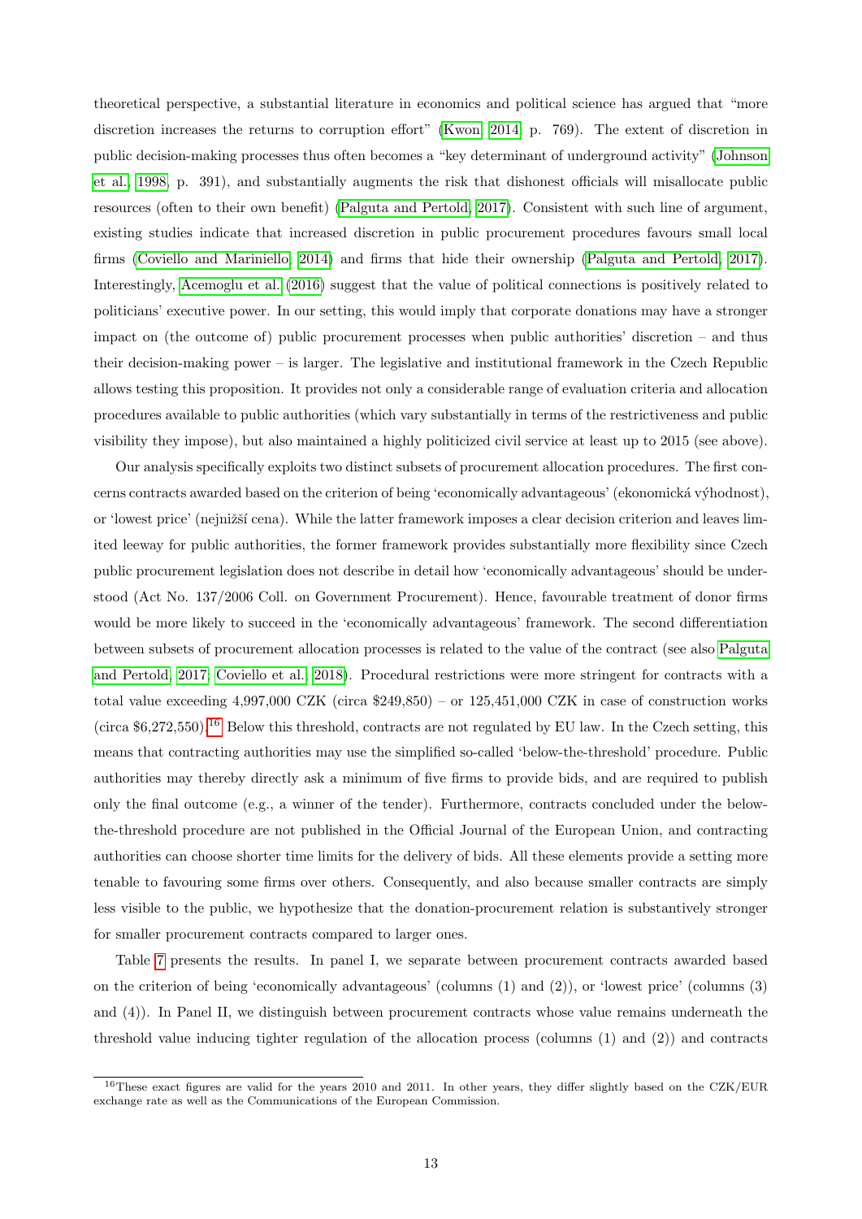theoretical perspective, a substantial literature in economics and political science has argued that "more discretion increases the returns to corruption effort" (Kwon, 2014, p. 769). The extent of discretion in public decision-making processes thus often becomes a "key determinant of underground activity" (Johnson et al., 1998, p. 391), and substantially augments the risk that dishonest officials will misallocate public resources (often to their own benefit) (Palguta and Pertold, 2017). Consistent with such line of argument, existing studies indicate that increased discretion in public procurement procedures favours small local firms (Coviello and Mariniello, 2014) and firms that hide their ownership (Palguta and Pertold, 2017). Interestingly, Acemoglu et al. (2016) suggest that the value of political connections is positively related to politicians' executive power. In our setting, this would imply that corporate donations may have a stronger impact on (the outcome of) public procurement processes when public authorities' discretion – and thus their decision-making power – is larger. The legislative and institutional framework in the Czech Republic allows testing this proposition. It provides not only a considerable range of evaluation criteria and allocation procedures available to public authorities (which vary substantially in terms of the restrictiveness and public visibility they impose), but also maintained a highly politicized civil service at least up to 2015 (see above).

Our analysis specifically exploits two distinct subsets of procurement allocation procedures. The first concerns contracts awarded based on the criterion of being 'economically advantageous' (ekonomická výhodnost), or 'lowest price' (nejnižší cena). While the latter framework imposes a clear decision criterion and leaves limited leeway for public authorities, the former framework provides substantially more flexibility since Czech public procurement legislation does not describe in detail how 'economically advantageous' should be understood (Act No. 137/2006 Coll. on Government Procurement). Hence, favourable treatment of donor firms would be more likely to succeed in the 'economically advantageous' framework. The second differentiation between subsets of procurement allocation processes is related to the value of the contract (see also Palguta and Pertold, 2017; Coviello et al., 2018). Procedural restrictions were more stringent for contracts with a total value exceeding 4,997,000 CZK (circa $249,850) – or 125,451,000 CZK in case of construction works (circa $6,272,550).[16] Below this threshold, contracts are not regulated by EU law. In the Czech setting, this means that contracting authorities may use the simplified so-called 'below-the-threshold' procedure. Public authorities may thereby directly ask a minimum of five firms to provide bids, and are required to publish only the final outcome (e.g., a winner of the tender). Furthermore, contracts concluded under the below-the-threshold procedure are not published in the Official Journal of the European Union, and contracting authorities can choose shorter time limits for the delivery of bids. All these elements provide a setting more tenable to favouring some firms over others. Consequently, and also because smaller contracts are simply less visible to the public, we hypothesize that the donation-procurement relation is substantively stronger for smaller procurement contracts compared to larger ones.

Table 7 presents the results. In panel I, we separate between procurement contracts awarded based on the criterion of being 'economically advantageous' (columns (1) and (2)), or 'lowest price' (columns (3) and (4)). In Panel II, we distinguish between procurement contracts whose value remains underneath the threshold value inducing tighter regulation of the allocation process (columns (1) and (2)) and contracts

[16] These exact figures are valid for the years 2010 and 2011. In other years, they differ slightly based on the CZK/EUR exchange rate as well as the Communications of the European Commission.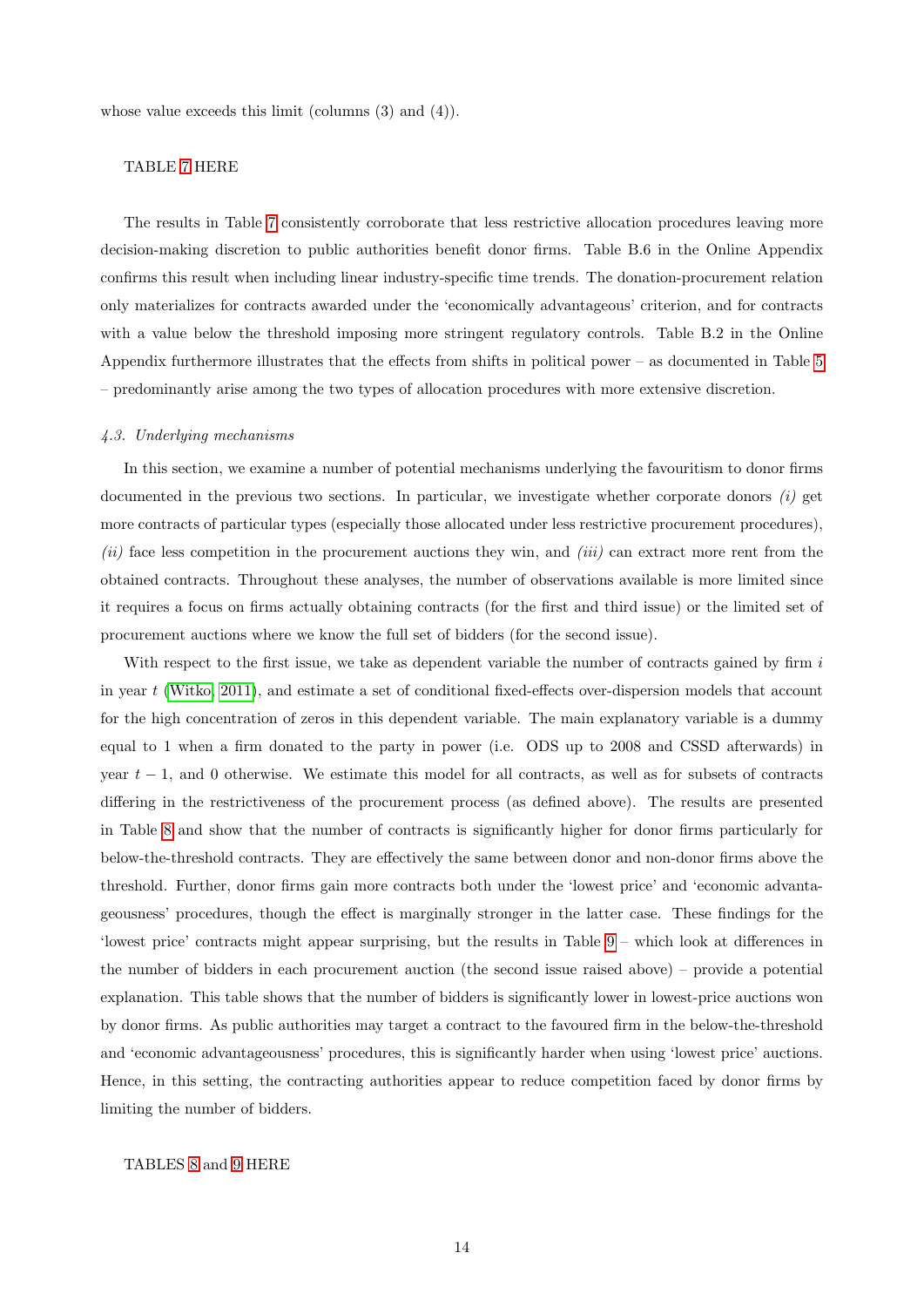whose value exceeds this limit (columns (3) and (4)).

TABLE 7 HERE

The results in Table 7 consistently corroborate that less restrictive allocation procedures leaving more decision-making discretion to public authorities benefit donor firms. Table B.6 in the Online Appendix confirms this result when including linear industry-specific time trends. The donation-procurement relation only materializes for contracts awarded under the 'economically advantageous' criterion, and for contracts with a value below the threshold imposing more stringent regulatory controls. Table B.2 in the Online Appendix furthermore illustrates that the effects from shifts in political power – as documented in Table 5 – predominantly arise among the two types of allocation procedures with more extensive discretion.

*4.3. Underlying mechanisms*

In this section, we examine a number of potential mechanisms underlying the favouritism to donor firms documented in the previous two sections. In particular, we investigate whether corporate donors *(i)* get more contracts of particular types (especially those allocated under less restrictive procurement procedures), *(ii)* face less competition in the procurement auctions they win, and *(iii)* can extract more rent from the obtained contracts. Throughout these analyses, the number of observations available is more limited since it requires a focus on firms actually obtaining contracts (for the first and third issue) or the limited set of procurement auctions where we know the full set of bidders (for the second issue).

With respect to the first issue, we take as dependent variable the number of contracts gained by firm $i$ in year $t$ (Witko, 2011), and estimate a set of conditional fixed-effects over-dispersion models that account for the high concentration of zeros in this dependent variable. The main explanatory variable is a dummy equal to 1 when a firm donated to the party in power (i.e. ODS up to 2008 and CSSD afterwards) in year $t-1$, and 0 otherwise. We estimate this model for all contracts, as well as for subsets of contracts differing in the restrictiveness of the procurement process (as defined above). The results are presented in Table 8 and show that the number of contracts is significantly higher for donor firms particularly for below-the-threshold contracts. They are effectively the same between donor and non-donor firms above the threshold. Further, donor firms gain more contracts both under the 'lowest price' and 'economic advantageousness' procedures, though the effect is marginally stronger in the latter case. These findings for the 'lowest price' contracts might appear surprising, but the results in Table 9 – which look at differences in the number of bidders in each procurement auction (the second issue raised above) – provide a potential explanation. This table shows that the number of bidders is significantly lower in lowest-price auctions won by donor firms. As public authorities may target a contract to the favoured firm in the below-the-threshold and 'economic advantageousness' procedures, this is significantly harder when using 'lowest price' auctions. Hence, in this setting, the contracting authorities appear to reduce competition faced by donor firms by limiting the number of bidders.

TABLES 8 and 9 HERE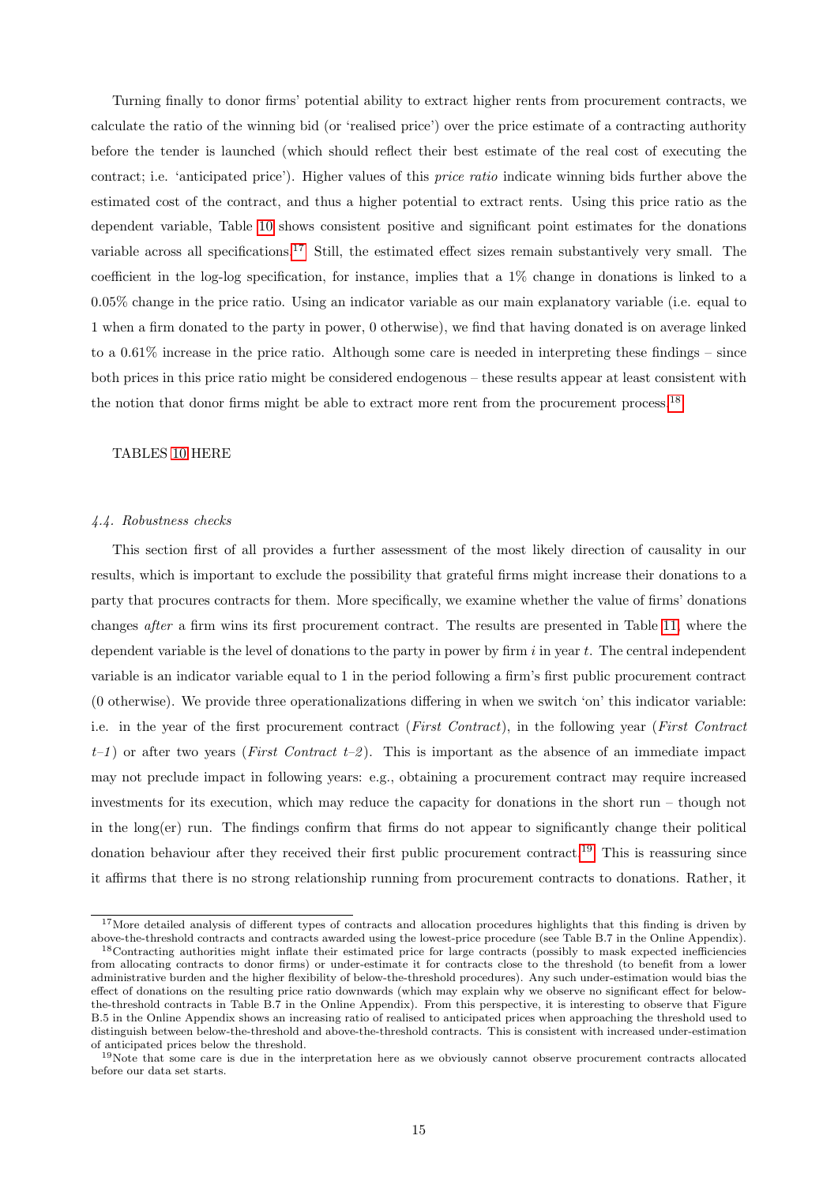Turning finally to donor firms' potential ability to extract higher rents from procurement contracts, we calculate the ratio of the winning bid (or 'realised price') over the price estimate of a contracting authority before the tender is launched (which should reflect their best estimate of the real cost of executing the contract; i.e. 'anticipated price'). Higher values of this *price ratio* indicate winning bids further above the estimated cost of the contract, and thus a higher potential to extract rents. Using this price ratio as the dependent variable, Table 10 shows consistent positive and significant point estimates for the donations variable across all specifications.[17] Still, the estimated effect sizes remain substantively very small. The coefficient in the log-log specification, for instance, implies that a 1% change in donations is linked to a 0.05% change in the price ratio. Using an indicator variable as our main explanatory variable (i.e. equal to 1 when a firm donated to the party in power, 0 otherwise), we find that having donated is on average linked to a 0.61% increase in the price ratio. Although some care is needed in interpreting these findings – since both prices in this price ratio might be considered endogenous – these results appear at least consistent with the notion that donor firms might be able to extract more rent from the procurement process.[18]

TABLES 10 HERE

### *4.4. Robustness checks*

This section first of all provides a further assessment of the most likely direction of causality in our results, which is important to exclude the possibility that grateful firms might increase their donations to a party that procures contracts for them. More specifically, we examine whether the value of firms' donations changes *after* a firm wins its first procurement contract. The results are presented in Table 11, where the dependent variable is the level of donations to the party in power by firm $i$ in year $t$. The central independent variable is an indicator variable equal to 1 in the period following a firm's first public procurement contract (0 otherwise). We provide three operationalizations differing in when we switch 'on' this indicator variable: i.e. in the year of the first procurement contract (*First Contract*), in the following year (*First Contract t–1*) or after two years (*First Contract t–2*). This is important as the absence of an immediate impact may not preclude impact in following years: e.g., obtaining a procurement contract may require increased investments for its execution, which may reduce the capacity for donations in the short run – though not in the long(er) run. The findings confirm that firms do not appear to significantly change their political donation behaviour after they received their first public procurement contract.[19] This is reassuring since it affirms that there is no strong relationship running from procurement contracts to donations. Rather, it

[17] More detailed analysis of different types of contracts and allocation procedures highlights that this finding is driven by above-the-threshold contracts and contracts awarded using the lowest-price procedure (see Table B.7 in the Online Appendix).

[18] Contracting authorities might inflate their estimated price for large contracts (possibly to mask expected inefficiencies from allocating contracts to donor firms) or under-estimate it for contracts close to the threshold (to benefit from a lower administrative burden and the higher flexibility of below-the-threshold procedures). Any such under-estimation would bias the effect of donations on the resulting price ratio downwards (which may explain why we observe no significant effect for below-the-threshold contracts in Table B.7 in the Online Appendix). From this perspective, it is interesting to observe that Figure B.5 in the Online Appendix shows an increasing ratio of realised to anticipated prices when approaching the threshold used to distinguish between below-the-threshold and above-the-threshold contracts. This is consistent with increased under-estimation of anticipated prices below the threshold.

[19] Note that some care is due in the interpretation here as we obviously cannot observe procurement contracts allocated before our data set starts.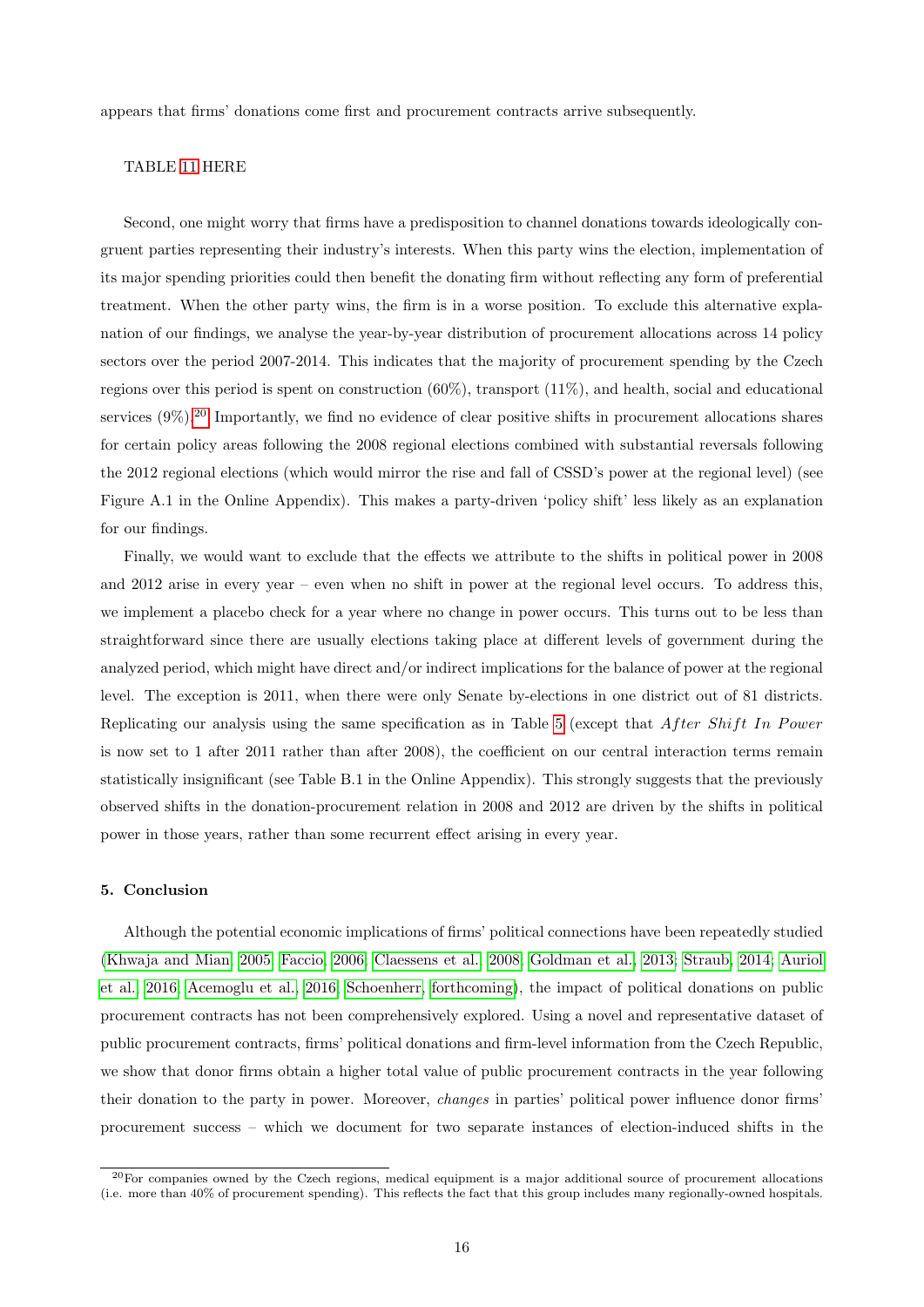appears that firms' donations come first and procurement contracts arrive subsequently.

TABLE 11 HERE

Second, one might worry that firms have a predisposition to channel donations towards ideologically congruent parties representing their industry's interests. When this party wins the election, implementation of its major spending priorities could then benefit the donating firm without reflecting any form of preferential treatment. When the other party wins, the firm is in a worse position. To exclude this alternative explanation of our findings, we analyse the year-by-year distribution of procurement allocations across 14 policy sectors over the period 2007-2014. This indicates that the majority of procurement spending by the Czech regions over this period is spent on construction (60%), transport (11%), and health, social and educational services (9%).[20] Importantly, we find no evidence of clear positive shifts in procurement allocations shares for certain policy areas following the 2008 regional elections combined with substantial reversals following the 2012 regional elections (which would mirror the rise and fall of CSSD's power at the regional level) (see Figure A.1 in the Online Appendix). This makes a party-driven 'policy shift' less likely as an explanation for our findings.

Finally, we would want to exclude that the effects we attribute to the shifts in political power in 2008 and 2012 arise in every year – even when no shift in power at the regional level occurs. To address this, we implement a placebo check for a year where no change in power occurs. This turns out to be less than straightforward since there are usually elections taking place at different levels of government during the analyzed period, which might have direct and/or indirect implications for the balance of power at the regional level. The exception is 2011, when there were only Senate by-elections in one district out of 81 districts. Replicating our analysis using the same specification as in Table 5 (except that *After Shift In Power* is now set to 1 after 2011 rather than after 2008), the coefficient on our central interaction terms remain statistically insignificant (see Table B.1 in the Online Appendix). This strongly suggests that the previously observed shifts in the donation-procurement relation in 2008 and 2012 are driven by the shifts in political power in those years, rather than some recurrent effect arising in every year.

### 5. Conclusion

Although the potential economic implications of firms' political connections have been repeatedly studied (Khwaja and Mian, 2005; Faccio, 2006; Claessens et al., 2008; Goldman et al., 2013; Straub, 2014; Auriol et al., 2016; Acemoglu et al., 2016; Schoenherr, forthcoming), the impact of political donations on public procurement contracts has not been comprehensively explored. Using a novel and representative dataset of public procurement contracts, firms' political donations and firm-level information from the Czech Republic, we show that donor firms obtain a higher total value of public procurement contracts in the year following their donation to the party in power. Moreover, *changes* in parties' political power influence donor firms' procurement success – which we document for two separate instances of election-induced shifts in the

[20] For companies owned by the Czech regions, medical equipment is a major additional source of procurement allocations (i.e. more than 40% of procurement spending). This reflects the fact that this group includes many regionally-owned hospitals.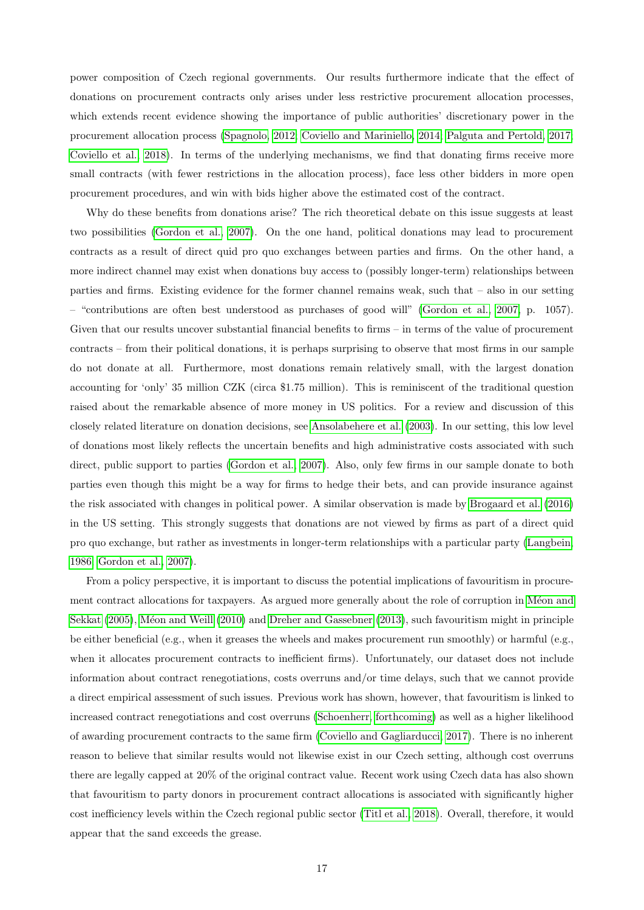power composition of Czech regional governments. Our results furthermore indicate that the effect of donations on procurement contracts only arises under less restrictive procurement allocation processes, which extends recent evidence showing the importance of public authorities' discretionary power in the procurement allocation process (Spagnolo, 2012; Coviello and Mariniello, 2014; Palguta and Pertold, 2017; Coviello et al., 2018). In terms of the underlying mechanisms, we find that donating firms receive more small contracts (with fewer restrictions in the allocation process), face less other bidders in more open procurement procedures, and win with bids higher above the estimated cost of the contract.

Why do these benefits from donations arise? The rich theoretical debate on this issue suggests at least two possibilities (Gordon et al., 2007). On the one hand, political donations may lead to procurement contracts as a result of direct quid pro quo exchanges between parties and firms. On the other hand, a more indirect channel may exist when donations buy access to (possibly longer-term) relationships between parties and firms. Existing evidence for the former channel remains weak, such that – also in our setting – "contributions are often best understood as purchases of good will" (Gordon et al., 2007, p. 1057). Given that our results uncover substantial financial benefits to firms – in terms of the value of procurement contracts – from their political donations, it is perhaps surprising to observe that most firms in our sample do not donate at all. Furthermore, most donations remain relatively small, with the largest donation accounting for 'only' 35 million CZK (circa $1.75 million). This is reminiscent of the traditional question raised about the remarkable absence of more money in US politics. For a review and discussion of this closely related literature on donation decisions, see Ansolabehere et al. (2003). In our setting, this low level of donations most likely reflects the uncertain benefits and high administrative costs associated with such direct, public support to parties (Gordon et al., 2007). Also, only few firms in our sample donate to both parties even though this might be a way for firms to hedge their bets, and can provide insurance against the risk associated with changes in political power. A similar observation is made by Brogaard et al. (2016) in the US setting. This strongly suggests that donations are not viewed by firms as part of a direct quid pro quo exchange, but rather as investments in longer-term relationships with a particular party (Langbein, 1986; Gordon et al., 2007).

From a policy perspective, it is important to discuss the potential implications of favouritism in procurement contract allocations for taxpayers. As argued more generally about the role of corruption in Méon and Sekkat (2005), Méon and Weill (2010) and Dreher and Gassebner (2013), such favouritism might in principle be either beneficial (e.g., when it greases the wheels and makes procurement run smoothly) or harmful (e.g., when it allocates procurement contracts to inefficient firms). Unfortunately, our dataset does not include information about contract renegotiations, costs overruns and/or time delays, such that we cannot provide a direct empirical assessment of such issues. Previous work has shown, however, that favouritism is linked to increased contract renegotiations and cost overruns (Schoenherr, forthcoming) as well as a higher likelihood of awarding procurement contracts to the same firm (Coviello and Gagliarducci, 2017). There is no inherent reason to believe that similar results would not likewise exist in our Czech setting, although cost overruns there are legally capped at 20% of the original contract value. Recent work using Czech data has also shown that favouritism to party donors in procurement contract allocations is associated with significantly higher cost inefficiency levels within the Czech regional public sector (Titl et al., 2018). Overall, therefore, it would appear that the sand exceeds the grease.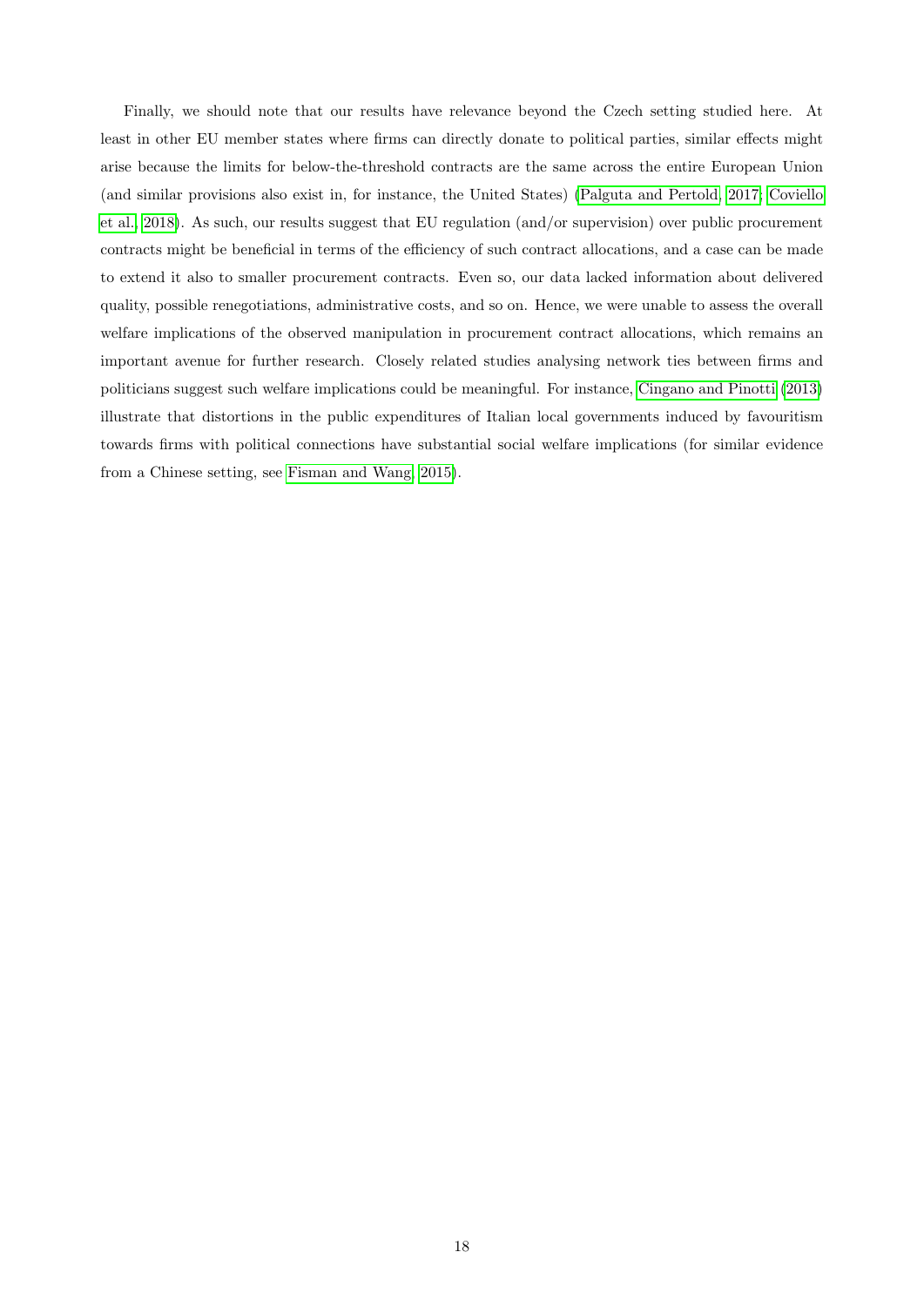Finally, we should note that our results have relevance beyond the Czech setting studied here. At least in other EU member states where firms can directly donate to political parties, similar effects might arise because the limits for below-the-threshold contracts are the same across the entire European Union (and similar provisions also exist in, for instance, the United States) (Palguta and Pertold, 2017; Coviello et al., 2018). As such, our results suggest that EU regulation (and/or supervision) over public procurement contracts might be beneficial in terms of the efficiency of such contract allocations, and a case can be made to extend it also to smaller procurement contracts. Even so, our data lacked information about delivered quality, possible renegotiations, administrative costs, and so on. Hence, we were unable to assess the overall welfare implications of the observed manipulation in procurement contract allocations, which remains an important avenue for further research. Closely related studies analysing network ties between firms and politicians suggest such welfare implications could be meaningful. For instance, Cingano and Pinotti (2013) illustrate that distortions in the public expenditures of Italian local governments induced by favouritism towards firms with political connections have substantial social welfare implications (for similar evidence from a Chinese setting, see Fisman and Wang (2015)).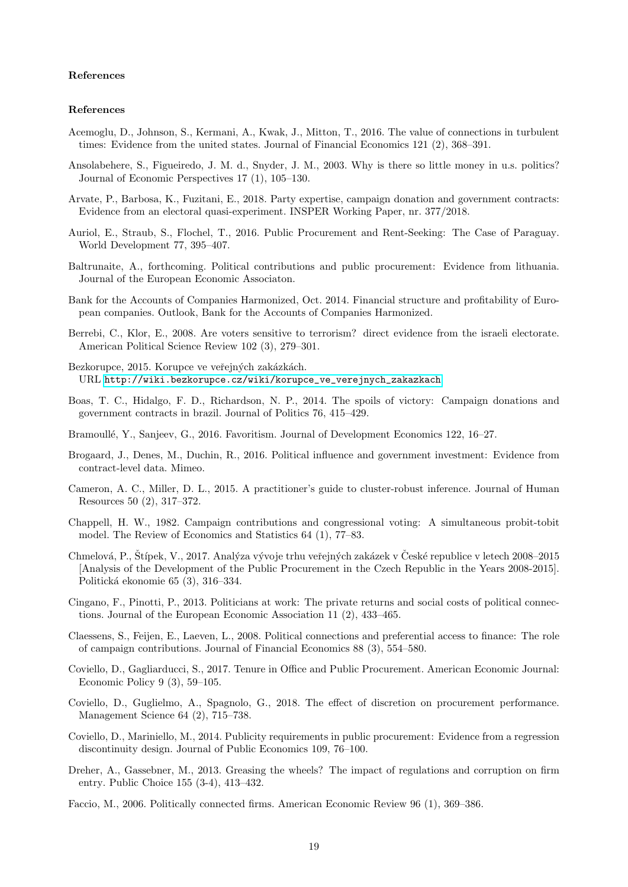#### References

#### References

Acemoglu, D., Johnson, S., Kermani, A., Kwak, J., Mitton, T., 2016. The value of connections in turbulent times: Evidence from the united states. Journal of Financial Economics 121 (2), 368–391.

Ansolabehere, S., Figueiredo, J. M. d., Snyder, J. M., 2003. Why is there so little money in u.s. politics? Journal of Economic Perspectives 17 (1), 105–130.

Arvate, P., Barbosa, K., Fuzitani, E., 2018. Party expertise, campaign donation and government contracts: Evidence from an electoral quasi-experiment. INSPER Working Paper, nr. 377/2018.

Auriol, E., Straub, S., Flochel, T., 2016. Public Procurement and Rent-Seeking: The Case of Paraguay. World Development 77, 395–407.

Baltrunaite, A., forthcoming. Political contributions and public procurement: Evidence from lithuania. Journal of the European Economic Associaton.

Bank for the Accounts of Companies Harmonized, Oct. 2014. Financial structure and profitability of European companies. Outlook, Bank for the Accounts of Companies Harmonized.

Berrebi, C., Klor, E., 2008. Are voters sensitive to terrorism? direct evidence from the israeli electorate. American Political Science Review 102 (3), 279–301.

Bezkorupce, 2015. Korupce ve veřejných zakázkách.
URL http://wiki.bezkorupce.cz/wiki/korupce_ve_verejnych_zakazkach

Boas, T. C., Hidalgo, F. D., Richardson, N. P., 2014. The spoils of victory: Campaign donations and government contracts in brazil. Journal of Politics 76, 415–429.

Bramoullé, Y., Sanjeev, G., 2016. Favoritism. Journal of Development Economics 122, 16–27.

Brogaard, J., Denes, M., Duchin, R., 2016. Political influence and government investment: Evidence from contract-level data. Mimeo.

Cameron, A. C., Miller, D. L., 2015. A practitioner's guide to cluster-robust inference. Journal of Human Resources 50 (2), 317–372.

Chappell, H. W., 1982. Campaign contributions and congressional voting: A simultaneous probit-tobit model. The Review of Economics and Statistics 64 (1), 77–83.

Chmelová, P., Štípek, V., 2017. Analýza vývoje trhu veřejných zakázek v České republice v letech 2008–2015 [Analysis of the Development of the Public Procurement in the Czech Republic in the Years 2008-2015]. Politická ekonomie 65 (3), 316–334.

Cingano, F., Pinotti, P., 2013. Politicians at work: The private returns and social costs of political connections. Journal of the European Economic Association 11 (2), 433–465.

Claessens, S., Feijen, E., Laeven, L., 2008. Political connections and preferential access to finance: The role of campaign contributions. Journal of Financial Economics 88 (3), 554–580.

Coviello, D., Gagliarducci, S., 2017. Tenure in Office and Public Procurement. American Economic Journal: Economic Policy 9 (3), 59–105.

Coviello, D., Guglielmo, A., Spagnolo, G., 2018. The effect of discretion on procurement performance. Management Science 64 (2), 715–738.

Coviello, D., Mariniello, M., 2014. Publicity requirements in public procurement: Evidence from a regression discontinuity design. Journal of Public Economics 109, 76–100.

Dreher, A., Gassebner, M., 2013. Greasing the wheels? The impact of regulations and corruption on firm entry. Public Choice 155 (3-4), 413–432.

Faccio, M., 2006. Politically connected firms. American Economic Review 96 (1), 369–386.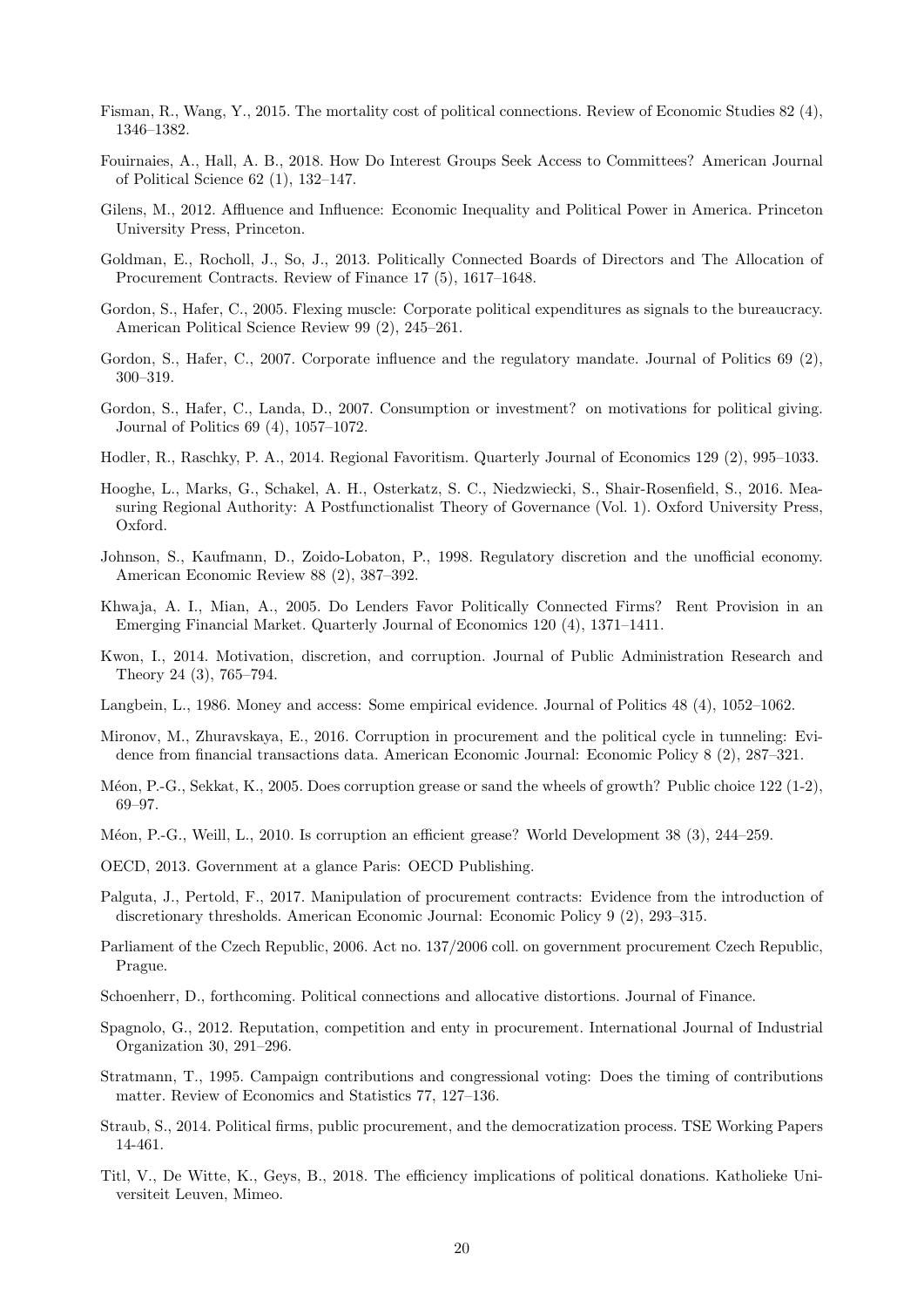Fisman, R., Wang, Y., 2015. The mortality cost of political connections. Review of Economic Studies 82 (4), 1346–1382.

Fouirnaies, A., Hall, A. B., 2018. How Do Interest Groups Seek Access to Committees? American Journal of Political Science 62 (1), 132–147.

Gilens, M., 2012. Affluence and Influence: Economic Inequality and Political Power in America. Princeton University Press, Princeton.

Goldman, E., Rocholl, J., So, J., 2013. Politically Connected Boards of Directors and The Allocation of Procurement Contracts. Review of Finance 17 (5), 1617–1648.

Gordon, S., Hafer, C., 2005. Flexing muscle: Corporate political expenditures as signals to the bureaucracy. American Political Science Review 99 (2), 245–261.

Gordon, S., Hafer, C., 2007. Corporate influence and the regulatory mandate. Journal of Politics 69 (2), 300–319.

Gordon, S., Hafer, C., Landa, D., 2007. Consumption or investment? on motivations for political giving. Journal of Politics 69 (4), 1057–1072.

Hodler, R., Raschky, P. A., 2014. Regional Favoritism. Quarterly Journal of Economics 129 (2), 995–1033.

Hooghe, L., Marks, G., Schakel, A. H., Osterkatz, S. C., Niedzwiecki, S., Shair-Rosenfield, S., 2016. Measuring Regional Authority: A Postfunctionalist Theory of Governance (Vol. 1). Oxford University Press, Oxford.

Johnson, S., Kaufmann, D., Zoido-Lobaton, P., 1998. Regulatory discretion and the unofficial economy. American Economic Review 88 (2), 387–392.

Khwaja, A. I., Mian, A., 2005. Do Lenders Favor Politically Connected Firms? Rent Provision in an Emerging Financial Market. Quarterly Journal of Economics 120 (4), 1371–1411.

Kwon, I., 2014. Motivation, discretion, and corruption. Journal of Public Administration Research and Theory 24 (3), 765–794.

Langbein, L., 1986. Money and access: Some empirical evidence. Journal of Politics 48 (4), 1052–1062.

Mironov, M., Zhuravskaya, E., 2016. Corruption in procurement and the political cycle in tunneling: Evidence from financial transactions data. American Economic Journal: Economic Policy 8 (2), 287–321.

Méon, P.-G., Sekkat, K., 2005. Does corruption grease or sand the wheels of growth? Public choice 122 (1-2), 69–97.

Méon, P.-G., Weill, L., 2010. Is corruption an efficient grease? World Development 38 (3), 244–259.

OECD, 2013. Government at a glance Paris: OECD Publishing.

Palguta, J., Pertold, F., 2017. Manipulation of procurement contracts: Evidence from the introduction of discretionary thresholds. American Economic Journal: Economic Policy 9 (2), 293–315.

Parliament of the Czech Republic, 2006. Act no. 137/2006 coll. on government procurement Czech Republic, Prague.

Schoenherr, D., forthcoming. Political connections and allocative distortions. Journal of Finance.

Spagnolo, G., 2012. Reputation, competition and enty in procurement. International Journal of Industrial Organization 30, 291–296.

Stratmann, T., 1995. Campaign contributions and congressional voting: Does the timing of contributions matter. Review of Economics and Statistics 77, 127–136.

Straub, S., 2014. Political firms, public procurement, and the democratization process. TSE Working Papers 14-461.

Titl, V., De Witte, K., Geys, B., 2018. The efficiency implications of political donations. Katholieke Universiteit Leuven, Mimeo.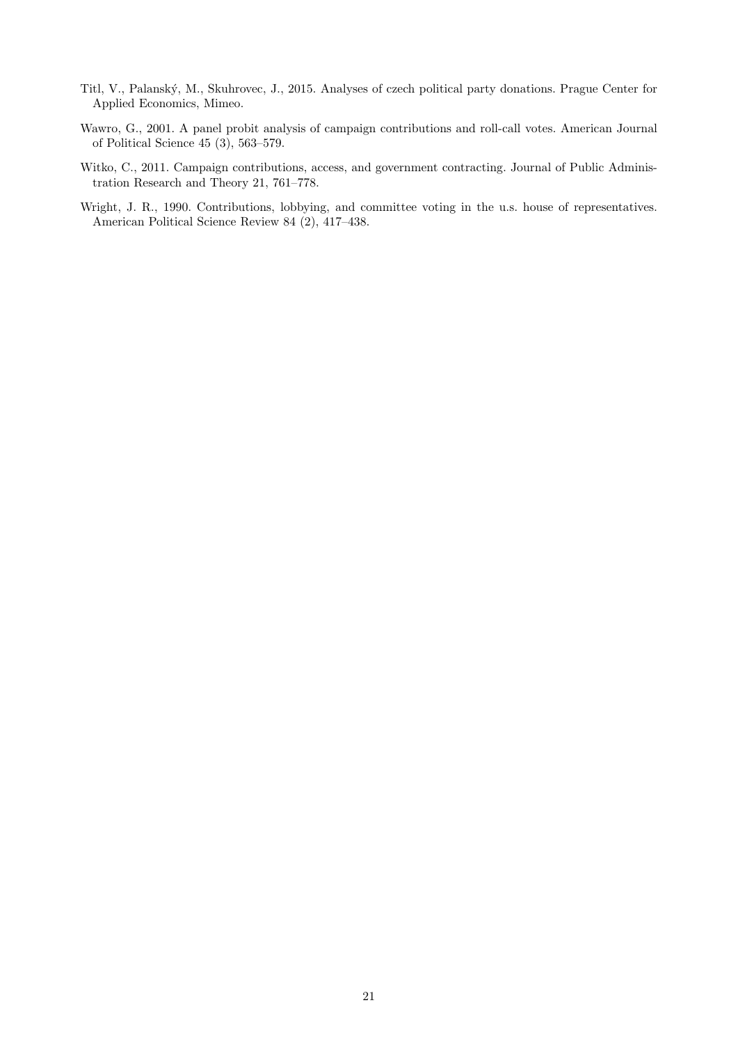Titl, V., Palanský, M., Skuhrovec, J., 2015. Analyses of czech political party donations. Prague Center for Applied Economics, Mimeo.

Wawro, G., 2001. A panel probit analysis of campaign contributions and roll-call votes. American Journal of Political Science 45 (3), 563–579.

Witko, C., 2011. Campaign contributions, access, and government contracting. Journal of Public Administration Research and Theory 21, 761–778.

Wright, J. R., 1990. Contributions, lobbying, and committee voting in the u.s. house of representatives. American Political Science Review 84 (2), 417–438.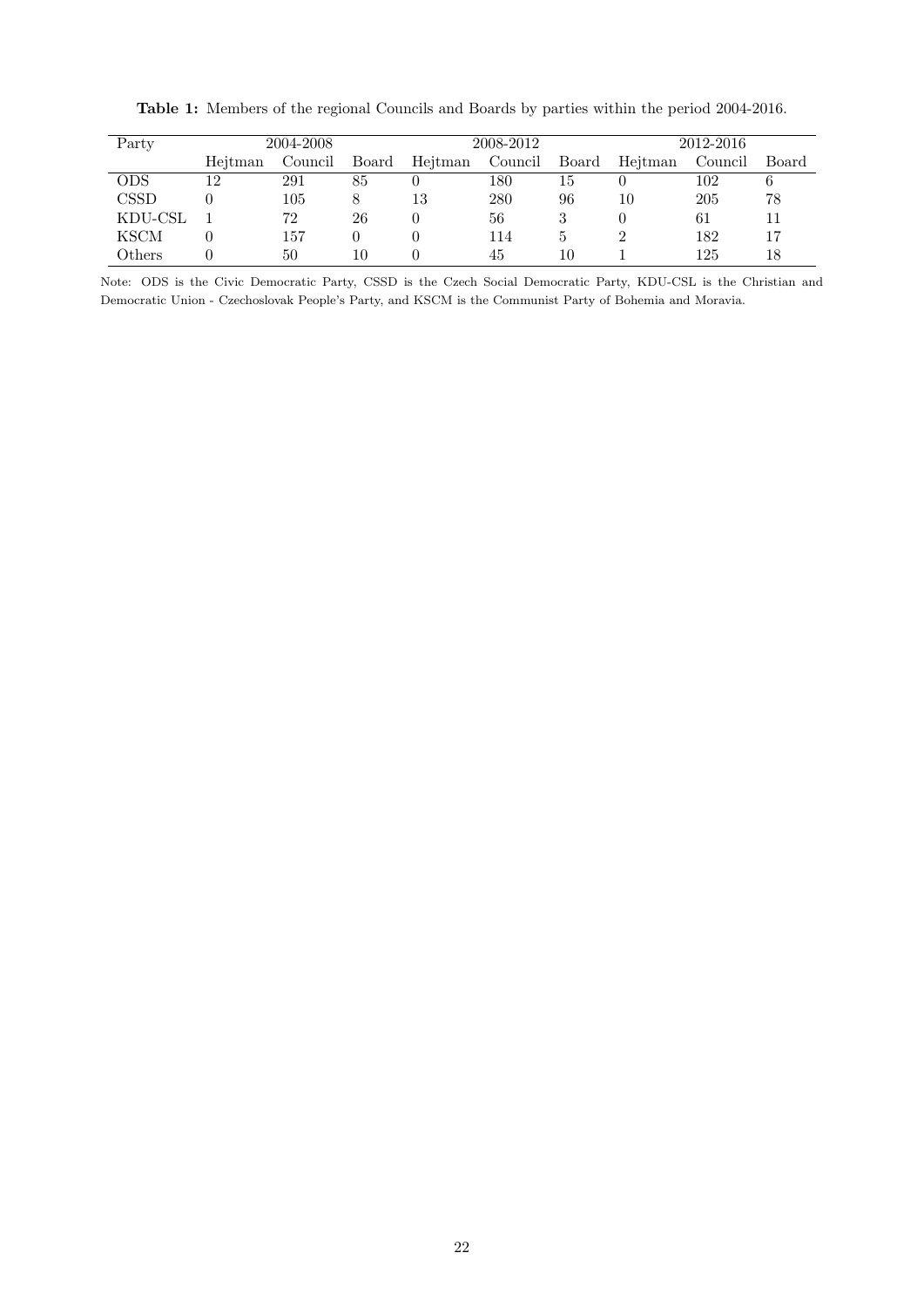**Table 1:** Members of the regional Councils and Boards by parties within the period 2004-2016.

| Party | 2004-2008 | | | 2008-2012 | | | 2012-2016 | | |
|---|---|---|---|---|---|---|---|---|---|
| | Hejtman | Council | Board | Hejtman | Council | Board | Hejtman | Council | Board |
| ODS | 12 | 291 | 85 | 0 | 180 | 15 | 0 | 102 | 6 |
| CSSD | 0 | 105 | 8 | 13 | 280 | 96 | 10 | 205 | 78 |
| KDU-CSL | 1 | 72 | 26 | 0 | 56 | 3 | 0 | 61 | 11 |
| KSCM | 0 | 157 | 0 | 0 | 114 | 5 | 2 | 182 | 17 |
| Others | 0 | 50 | 10 | 0 | 45 | 10 | 1 | 125 | 18 |

Note: ODS is the Civic Democratic Party, CSSD is the Czech Social Democratic Party, KDU-CSL is the Christian and Democratic Union - Czechoslovak People's Party, and KSCM is the Communist Party of Bohemia and Moravia.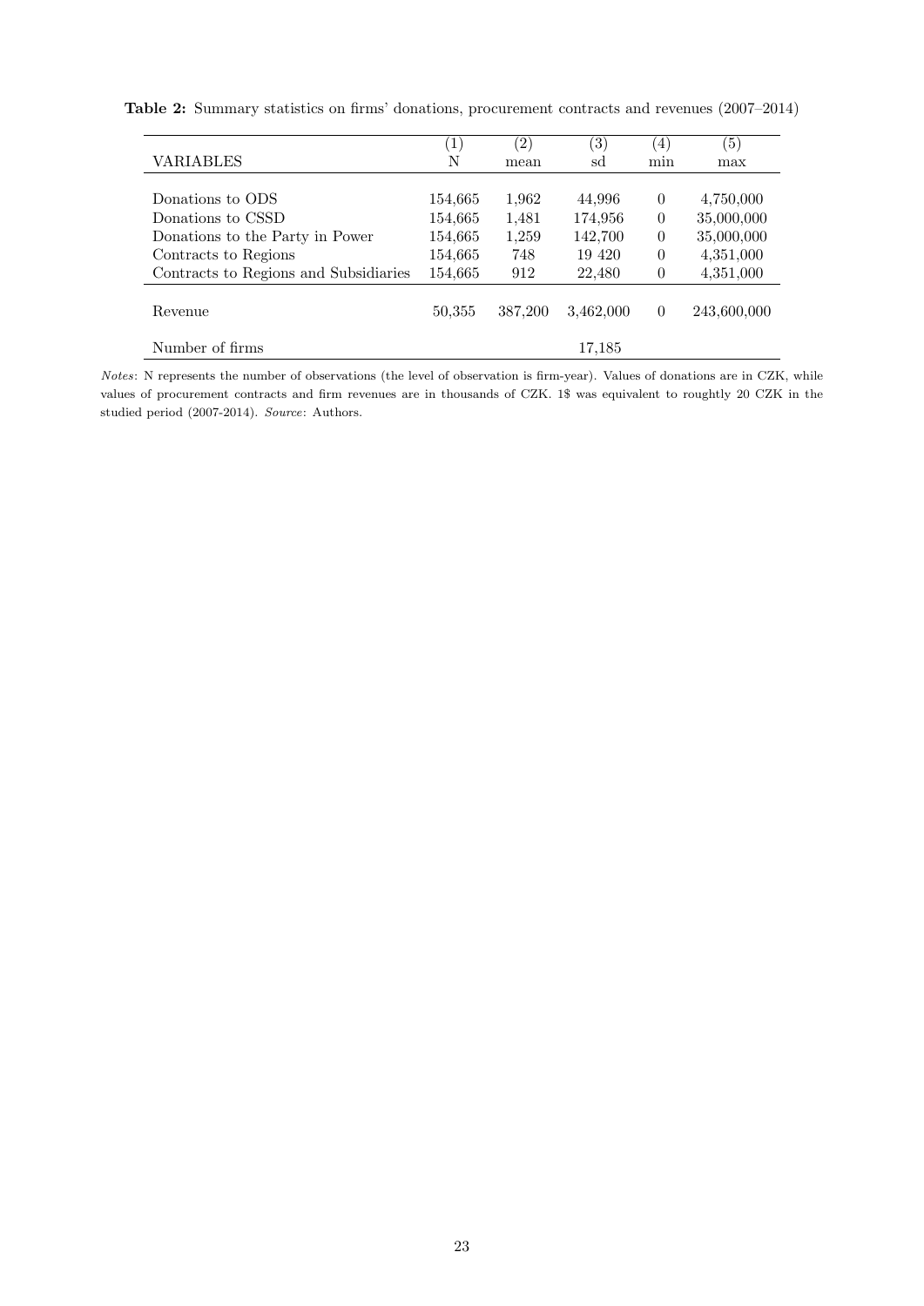**Table 2:** Summary statistics on firms' donations, procurement contracts and revenues (2007–2014)

| VARIABLES | (1) N | (2) mean | (3) sd | (4) min | (5) max |
|---|---|---|---|---|---|
| Donations to ODS | 154,665 | 1,962 | 44,996 | 0 | 4,750,000 |
| Donations to CSSD | 154,665 | 1,481 | 174,956 | 0 | 35,000,000 |
| Donations to the Party in Power | 154,665 | 1,259 | 142,700 | 0 | 35,000,000 |
| Contracts to Regions | 154,665 | 748 | 19 420 | 0 | 4,351,000 |
| Contracts to Regions and Subsidiaries | 154,665 | 912 | 22,480 | 0 | 4,351,000 |
| Revenue | 50,355 | 387,200 | 3,462,000 | 0 | 243,600,000 |
| Number of firms | | | 17,185 | | |

*Notes*: N represents the number of observations (the level of observation is firm-year). Values of donations are in CZK, while values of procurement contracts and firm revenues are in thousands of CZK. 1$ was equivalent to roughtly 20 CZK in the studied period (2007-2014). *Source*: Authors.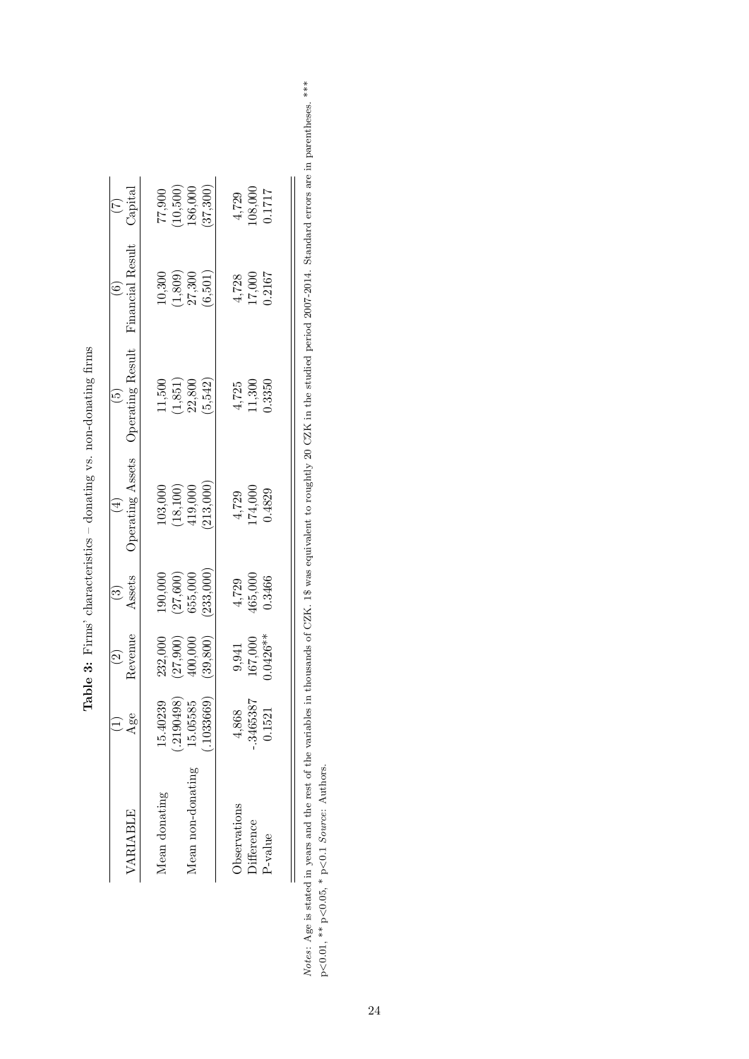**Table 3:** Firms' characteristics – donating vs. non-donating firms

| VARIABLE | (1) Age | (2) Revenue | (3) Assets | (4) Operating Assets | (5) Operating Result | (6) Financial Result | (7) Capital |
|---|---|---|---|---|---|---|---|
| Mean donating | 15.40239 | 232,000 | 190,000 | 103,000 | 11,500 | 10,300 | 77,900 |
| | (.2190498) | (27,900) | (27,600) | (18,100) | (1,851) | (1,809) | (10,500) |
| Mean non-donating | 15.05585 | 400,000 | 655,000 | 419,000 | 22,800 | 27,300 | 186,000 |
| | (.1033669) | (39,800) | (233,000) | (213,000) | (5,542) | (6,501) | (37,300) |
| Observations | 4,868 | 9,941 | 4,729 | 4,729 | 4,725 | 4,728 | 4,729 |
| Difference | -.3465387 | 167,000 | 465,000 | 174,000 | 11,300 | 17,000 | 108,000 |
| P-value | 0.1521 | 0.0426** | 0.3466 | 0.4829 | 0.3350 | 0.2167 | 0.1717 |

*Notes*: Age is stated in years and the rest of the variables in thousands of CZK. 1$ was equivalent to roughtly 20 CZK in the studied period 2007-2014. Standard errors are in parentheses. *** p<0.01, ** p<0.05, * p<0.1 *Source*: Authors.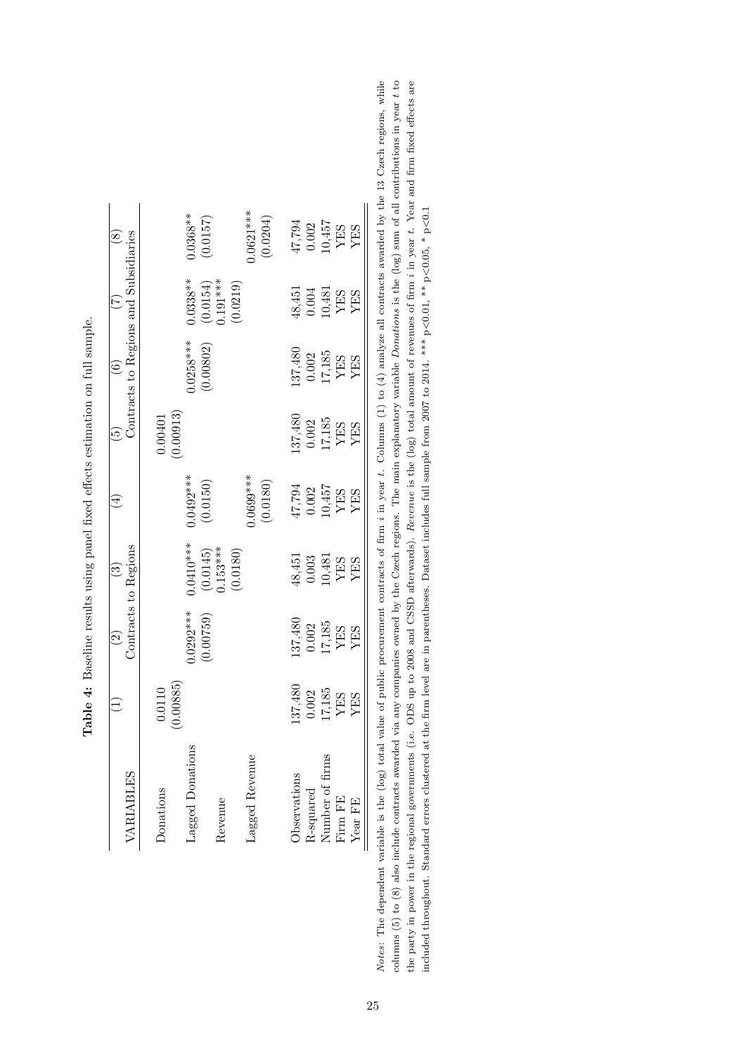**Table 4:** Baseline results using panel fixed effects estimation on full sample.

| VARIABLES | (1) | (2) | (3) | (4) | (5) | (6) | (7) | (8) |
|---|---|---|---|---|---|---|---|---|
| | Contracts to Regions | | | | Contracts to Regions and Subsidiaries | | | |
| Donations | 0.0110 | | | | 0.00401 | | | |
| | (0.00885) | | | | (0.00913) | | | |
| Lagged Donations | | 0.0292*** | 0.0410*** | 0.0492*** | | 0.0258*** | 0.0338** | 0.0368** |
| | | (0.00759) | (0.0145) | (0.0150) | | (0.00802) | (0.0154) | (0.0157) |
| Revenue | | | 0.153*** | | | | 0.191*** | |
| | | | (0.0180) | | | | (0.0219) | |
| Lagged Revenue | | | | 0.0699*** | | | | 0.0621*** |
| | | | | (0.0180) | | | | (0.0204) |
| Observations | 137,480 | 137,480 | 48,451 | 47,794 | 137,480 | 137,480 | 48,451 | 47,794 |
| R-squared | 0.002 | 0.002 | 0.003 | 0.002 | 0.002 | 0.002 | 0.004 | 0.002 |
| Number of firms | 17,185 | 17,185 | 10,481 | 10,457 | 17,185 | 17,185 | 10,481 | 10,457 |
| Firm FE | YES | YES | YES | YES | YES | YES | YES | YES |
| Year FE | YES | YES | YES | YES | YES | YES | YES | YES |

*Notes*: The dependent variable is the (log) total value of public procurement contracts of firm $i$ in year $t$. Columns (1) to (4) analyze all contracts awarded by the 13 Czech regions, while columns (5) to (8) also include contracts awarded via any companies owned by the Czech regions. The main explanatory variable *Donations* is the (log) sum of all contributions in year $t$ to the party in power in the regional governments (i.e. ODS up to 2008 and CSSD afterwards). *Revenue* is the (log) total amount of revenues of firm $i$ in year $t$. Year and firm fixed effects are included throughout. Standard errors clustered at the firm level are in parentheses. Dataset includes full sample from 2007 to 2014. *** p<0.01, ** p<0.05, * p<0.1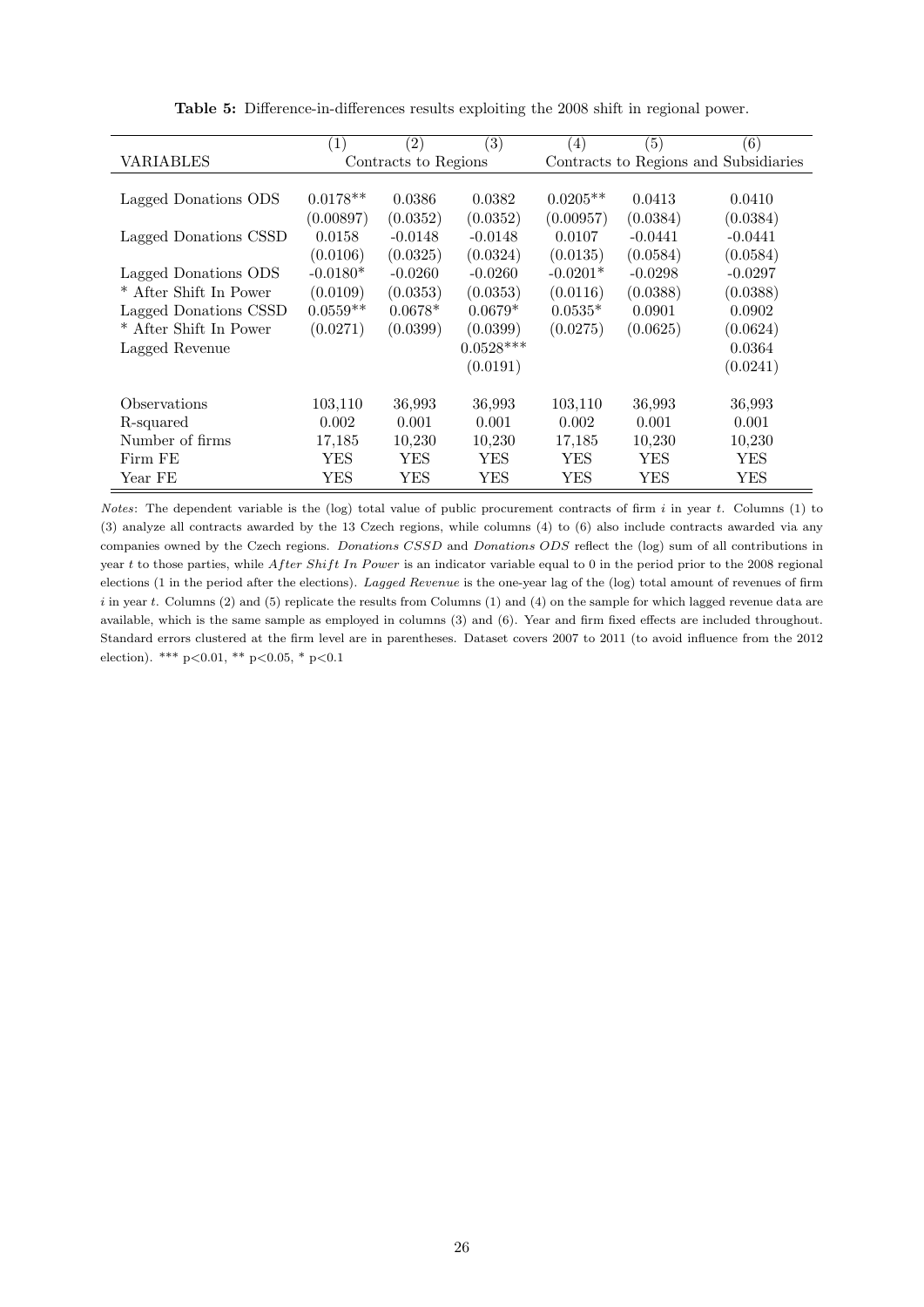**Table 5:** Difference-in-differences results exploiting the 2008 shift in regional power.

| | (1) | (2) | (3) | (4) | (5) | (6) |
|---|---|---|---|---|---|---|
| VARIABLES | Contracts to Regions | | | Contracts to Regions and Subsidiaries | | |
| Lagged Donations ODS | 0.0178** | 0.0386 | 0.0382 | 0.0205** | 0.0413 | 0.0410 |
| | (0.00897) | (0.0352) | (0.0352) | (0.00957) | (0.0384) | (0.0384) |
| Lagged Donations CSSD | 0.0158 | -0.0148 | -0.0148 | 0.0107 | -0.0441 | -0.0441 |
| | (0.0106) | (0.0325) | (0.0324) | (0.0135) | (0.0584) | (0.0584) |
| Lagged Donations ODS | -0.0180* | -0.0260 | -0.0260 | -0.0201* | -0.0298 | -0.0297 |
| * After Shift In Power | (0.0109) | (0.0353) | (0.0353) | (0.0116) | (0.0388) | (0.0388) |
| Lagged Donations CSSD | 0.0559** | 0.0678* | 0.0679* | 0.0535* | 0.0901 | 0.0902 |
| * After Shift In Power | (0.0271) | (0.0399) | (0.0399) | (0.0275) | (0.0625) | (0.0624) |
| Lagged Revenue | | | 0.0528*** | | | 0.0364 |
| | | | (0.0191) | | | (0.0241) |
| Observations | 103,110 | 36,993 | 36,993 | 103,110 | 36,993 | 36,993 |
| R-squared | 0.002 | 0.001 | 0.001 | 0.002 | 0.001 | 0.001 |
| Number of firms | 17,185 | 10,230 | 10,230 | 17,185 | 10,230 | 10,230 |
| Firm FE | YES | YES | YES | YES | YES | YES |
| Year FE | YES | YES | YES | YES | YES | YES |

*Notes*: The dependent variable is the (log) total value of public procurement contracts of firm $i$ in year $t$. Columns (1) to (3) analyze all contracts awarded by the 13 Czech regions, while columns (4) to (6) also include contracts awarded via any companies owned by the Czech regions. *Donations CSSD* and *Donations ODS* reflect the (log) sum of all contributions in year $t$ to those parties, while *After Shift In Power* is an indicator variable equal to 0 in the period prior to the 2008 regional elections (1 in the period after the elections). *Lagged Revenue* is the one-year lag of the (log) total amount of revenues of firm $i$ in year $t$. Columns (2) and (5) replicate the results from Columns (1) and (4) on the sample for which lagged revenue data are available, which is the same sample as employed in columns (3) and (6). Year and firm fixed effects are included throughout. Standard errors clustered at the firm level are in parentheses. Dataset covers 2007 to 2011 (to avoid influence from the 2012 election). *** p<0.01, ** p<0.05, * p<0.1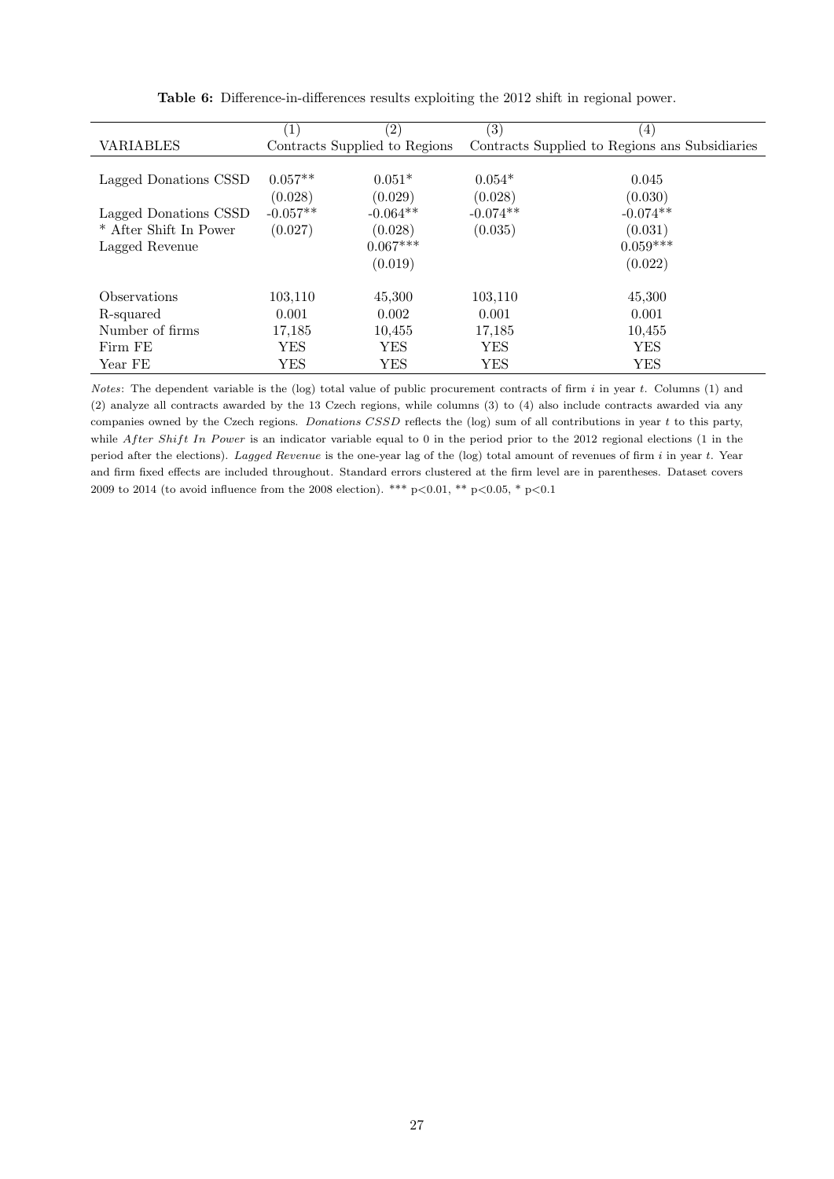**Table 6:** Difference-in-differences results exploiting the 2012 shift in regional power.

| | (1) | (2) | (3) | (4) |
|---|---|---|---|---|
| VARIABLES | Contracts Supplied to Regions | | Contracts Supplied to Regions ans Subsidiaries | |
| Lagged Donations CSSD | 0.057** | 0.051* | 0.054* | 0.045 |
| | (0.028) | (0.029) | (0.028) | (0.030) |
| Lagged Donations CSSD * After Shift In Power | -0.057** | -0.064** | -0.074** | -0.074** |
| | (0.027) | (0.028) | (0.035) | (0.031) |
| Lagged Revenue | | 0.067*** | | 0.059*** |
| | | (0.019) | | (0.022) |
| Observations | 103,110 | 45,300 | 103,110 | 45,300 |
| R-squared | 0.001 | 0.002 | 0.001 | 0.001 |
| Number of firms | 17,185 | 10,455 | 17,185 | 10,455 |
| Firm FE | YES | YES | YES | YES |
| Year FE | YES | YES | YES | YES |

*Notes*: The dependent variable is the (log) total value of public procurement contracts of firm $i$ in year $t$. Columns (1) and (2) analyze all contracts awarded by the 13 Czech regions, while columns (3) to (4) also include contracts awarded via any companies owned by the Czech regions. *Donations CSSD* reflects the (log) sum of all contributions in year $t$ to this party, while *After Shift In Power* is an indicator variable equal to 0 in the period prior to the 2012 regional elections (1 in the period after the elections). *Lagged Revenue* is the one-year lag of the (log) total amount of revenues of firm $i$ in year $t$. Year and firm fixed effects are included throughout. Standard errors clustered at the firm level are in parentheses. Dataset covers 2009 to 2014 (to avoid influence from the 2008 election). *** $p<0.01$, ** $p<0.05$, * $p<0.1$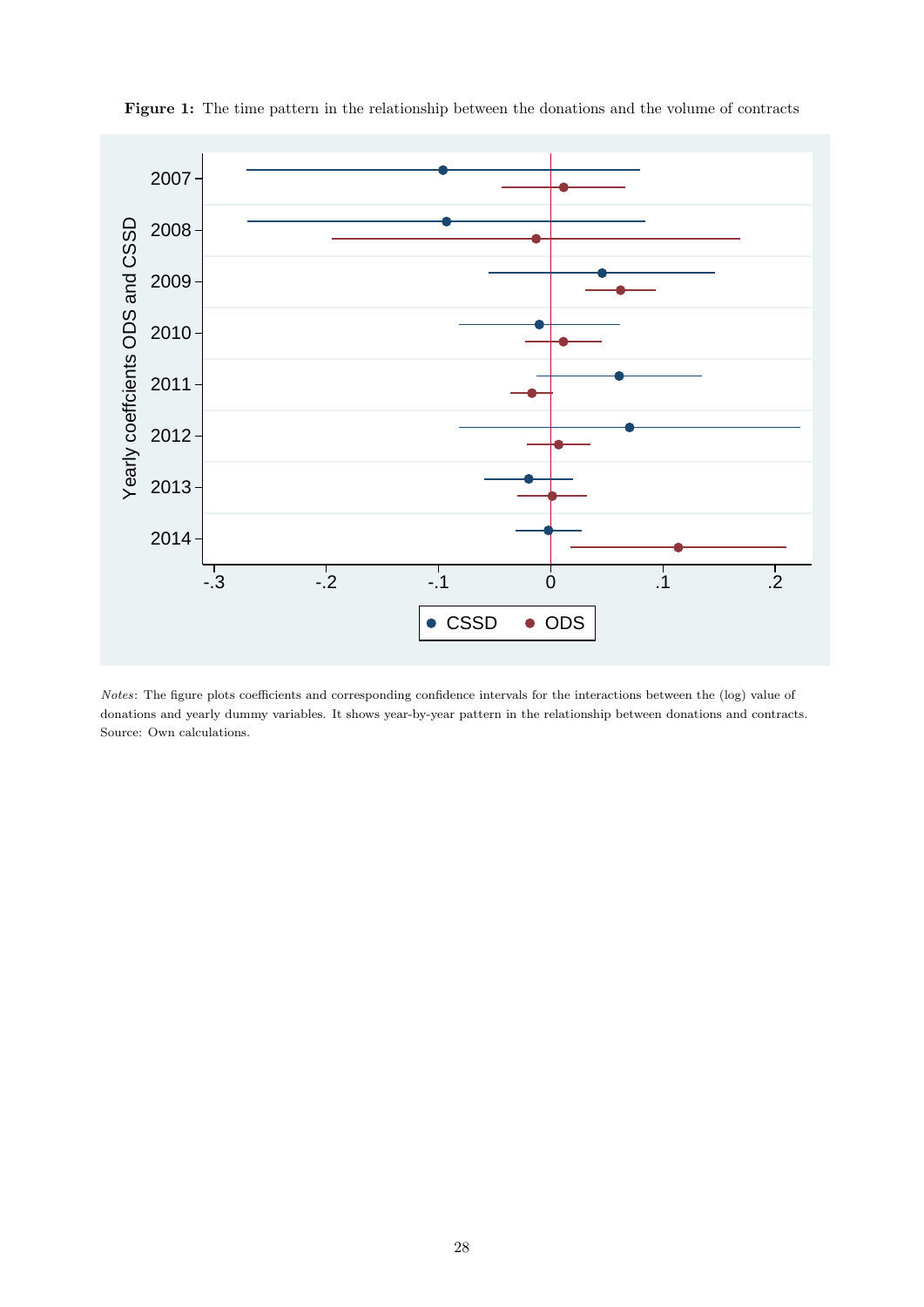**Figure 1:** The time pattern in the relationship between the donations and the volume of contracts

*Notes*: The figure plots coefficients and corresponding confidence intervals for the interactions between the (log) value of donations and yearly dummy variables. It shows year-by-year pattern in the relationship between donations and contracts. Source: Own calculations.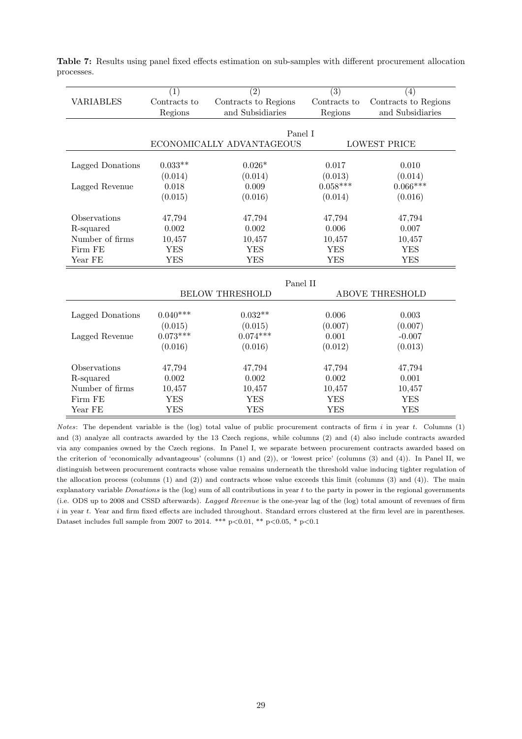**Table 7:** Results using panel fixed effects estimation on sub-samples with different procurement allocation processes.

| VARIABLES | (1) Contracts to Regions | (2) Contracts to Regions and Subsidiaries | (3) Contracts to Regions | (4) Contracts to Regions and Subsidiaries |
|---|---|---|---|---|
| | Panel I | | | |
| | ECONOMICALLY ADVANTAGEOUS | | LOWEST PRICE | |
| Lagged Donations | 0.033** | 0.026* | 0.017 | 0.010 |
| | (0.014) | (0.014) | (0.013) | (0.014) |
| Lagged Revenue | 0.018 | 0.009 | 0.058*** | 0.066*** |
| | (0.015) | (0.016) | (0.014) | (0.016) |
| Observations | 47,794 | 47,794 | 47,794 | 47,794 |
| R-squared | 0.002 | 0.002 | 0.006 | 0.007 |
| Number of firms | 10,457 | 10,457 | 10,457 | 10,457 |
| Firm FE | YES | YES | YES | YES |
| Year FE | YES | YES | YES | YES |
| | Panel II | | | |
| | BELOW THRESHOLD | | ABOVE THRESHOLD | |
| Lagged Donations | 0.040*** | 0.032** | 0.006 | 0.003 |
| | (0.015) | (0.015) | (0.007) | (0.007) |
| Lagged Revenue | 0.073*** | 0.074*** | 0.001 | -0.007 |
| | (0.016) | (0.016) | (0.012) | (0.013) |
| Observations | 47,794 | 47,794 | 47,794 | 47,794 |
| R-squared | 0.002 | 0.002 | 0.002 | 0.001 |
| Number of firms | 10,457 | 10,457 | 10,457 | 10,457 |
| Firm FE | YES | YES | YES | YES |
| Year FE | YES | YES | YES | YES |

*Notes*: The dependent variable is the (log) total value of public procurement contracts of firm $i$ in year $t$. Columns (1) and (3) analyze all contracts awarded by the 13 Czech regions, while columns (2) and (4) also include contracts awarded via any companies owned by the Czech regions. In Panel I, we separate between procurement contracts awarded based on the criterion of 'economically advantageous' (columns (1) and (2)), or 'lowest price' (columns (3) and (4)). In Panel II, we distinguish between procurement contracts whose value remains underneath the threshold value inducing tighter regulation of the allocation process (columns (1) and (2)) and contracts whose value exceeds this limit (columns (3) and (4)). The main explanatory variable *Donations* is the (log) sum of all contributions in year $t$ to the party in power in the regional governments (i.e. ODS up to 2008 and CSSD afterwards). *Lagged Revenue* is the one-year lag of the (log) total amount of revenues of firm $i$ in year $t$. Year and firm fixed effects are included throughout. Standard errors clustered at the firm level are in parentheses. Dataset includes full sample from 2007 to 2014. *** $p<0.01$, ** $p<0.05$, * $p<0.1$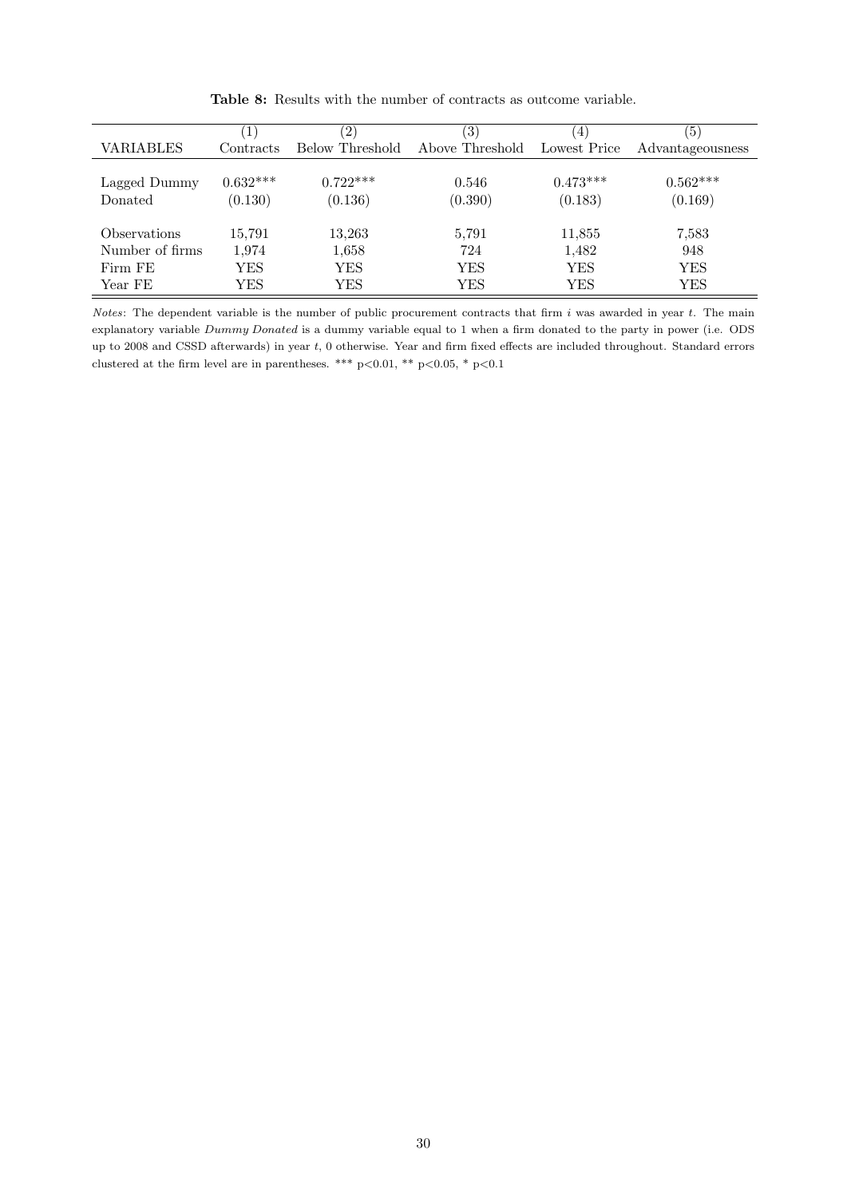**Table 8:** Results with the number of contracts as outcome variable.

| | (1) | (2) | (3) | (4) | (5) |
|---|---|---|---|---|---|
| VARIABLES | Contracts | Below Threshold | Above Threshold | Lowest Price | Advantageousness |
| Lagged Dummy | 0.632*** | 0.722*** | 0.546 | 0.473*** | 0.562*** |
| Donated | (0.130) | (0.136) | (0.390) | (0.183) | (0.169) |
| Observations | 15,791 | 13,263 | 5,791 | 11,855 | 7,583 |
| Number of firms | 1,974 | 1,658 | 724 | 1,482 | 948 |
| Firm FE | YES | YES | YES | YES | YES |
| Year FE | YES | YES | YES | YES | YES |

*Notes*: The dependent variable is the number of public procurement contracts that firm $i$ was awarded in year $t$. The main explanatory variable *Dummy Donated* is a dummy variable equal to 1 when a firm donated to the party in power (i.e. ODS up to 2008 and CSSD afterwards) in year $t$, 0 otherwise. Year and firm fixed effects are included throughout. Standard errors clustered at the firm level are in parentheses. *** $p<0.01$, ** $p<0.05$, * $p<0.1$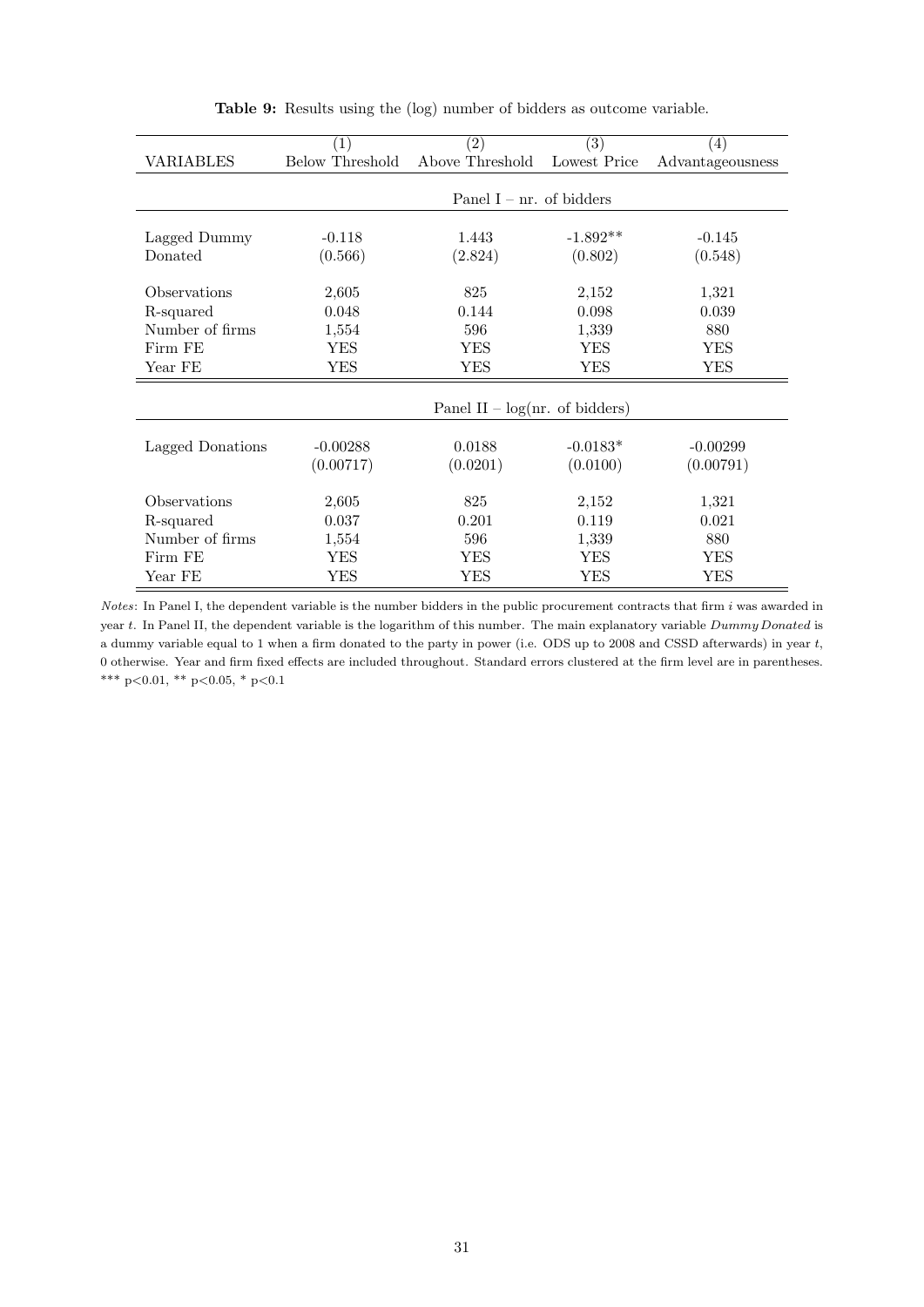**Table 9:** Results using the (log) number of bidders as outcome variable.

| | (1) | (2) | (3) | (4) |
|---|---|---|---|---|
| VARIABLES | Below Threshold | Above Threshold | Lowest Price | Advantageousness |
| | Panel I – nr. of bidders | | | |
| Lagged Dummy | -0.118 | 1.443 | -1.892** | -0.145 |
| Donated | (0.566) | (2.824) | (0.802) | (0.548) |
| Observations | 2,605 | 825 | 2,152 | 1,321 |
| R-squared | 0.048 | 0.144 | 0.098 | 0.039 |
| Number of firms | 1,554 | 596 | 1,339 | 880 |
| Firm FE | YES | YES | YES | YES |
| Year FE | YES | YES | YES | YES |
| | Panel II – log(nr. of bidders) | | | |
| Lagged Donations | -0.00288 | 0.0188 | -0.0183* | -0.00299 |
| | (0.00717) | (0.0201) | (0.0100) | (0.00791) |
| Observations | 2,605 | 825 | 2,152 | 1,321 |
| R-squared | 0.037 | 0.201 | 0.119 | 0.021 |
| Number of firms | 1,554 | 596 | 1,339 | 880 |
| Firm FE | YES | YES | YES | YES |
| Year FE | YES | YES | YES | YES |

*Notes*: In Panel I, the dependent variable is the number bidders in the public procurement contracts that firm $i$ was awarded in year $t$. In Panel II, the dependent variable is the logarithm of this number. The main explanatory variable *Dummy Donated* is a dummy variable equal to 1 when a firm donated to the party in power (i.e. ODS up to 2008 and CSSD afterwards) in year $t$, 0 otherwise. Year and firm fixed effects are included throughout. Standard errors clustered at the firm level are in parentheses. *** p<0.01, ** p<0.05, * p<0.1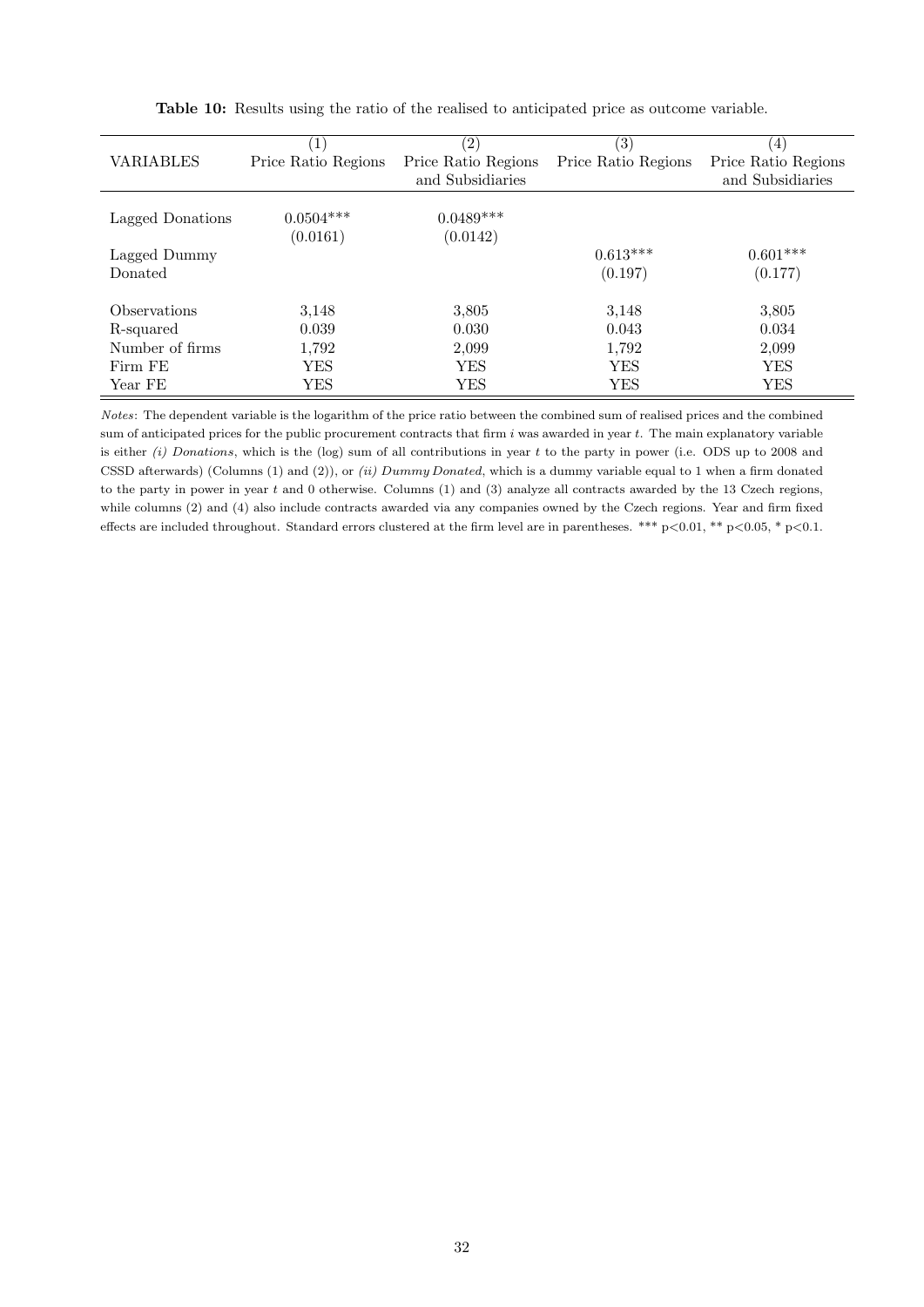**Table 10:** Results using the ratio of the realised to anticipated price as outcome variable.

| | (1) | (2) | (3) | (4) |
|---|---|---|---|---|
| VARIABLES | Price Ratio Regions | Price Ratio Regions and Subsidiaries | Price Ratio Regions | Price Ratio Regions and Subsidiaries |
| Lagged Donations | 0.0504*** | 0.0489*** | | |
| | (0.0161) | (0.0142) | | |
| Lagged Dummy Donated | | | 0.613*** | 0.601*** |
| | | | (0.197) | (0.177) |
| Observations | 3,148 | 3,805 | 3,148 | 3,805 |
| R-squared | 0.039 | 0.030 | 0.043 | 0.034 |
| Number of firms | 1,792 | 2,099 | 1,792 | 2,099 |
| Firm FE | YES | YES | YES | YES |
| Year FE | YES | YES | YES | YES |

*Notes*: The dependent variable is the logarithm of the price ratio between the combined sum of realised prices and the combined sum of anticipated prices for the public procurement contracts that firm $i$ was awarded in year $t$. The main explanatory variable is either *(i) Donations*, which is the (log) sum of all contributions in year $t$ to the party in power (i.e. ODS up to 2008 and CSSD afterwards) (Columns (1) and (2)), or *(ii) Dummy Donated*, which is a dummy variable equal to 1 when a firm donated to the party in power in year $t$ and 0 otherwise. Columns (1) and (3) analyze all contracts awarded by the 13 Czech regions, while columns (2) and (4) also include contracts awarded via any companies owned by the Czech regions. Year and firm fixed effects are included throughout. Standard errors clustered at the firm level are in parentheses. *** $p<0.01$, ** $p<0.05$, * $p<0.1$.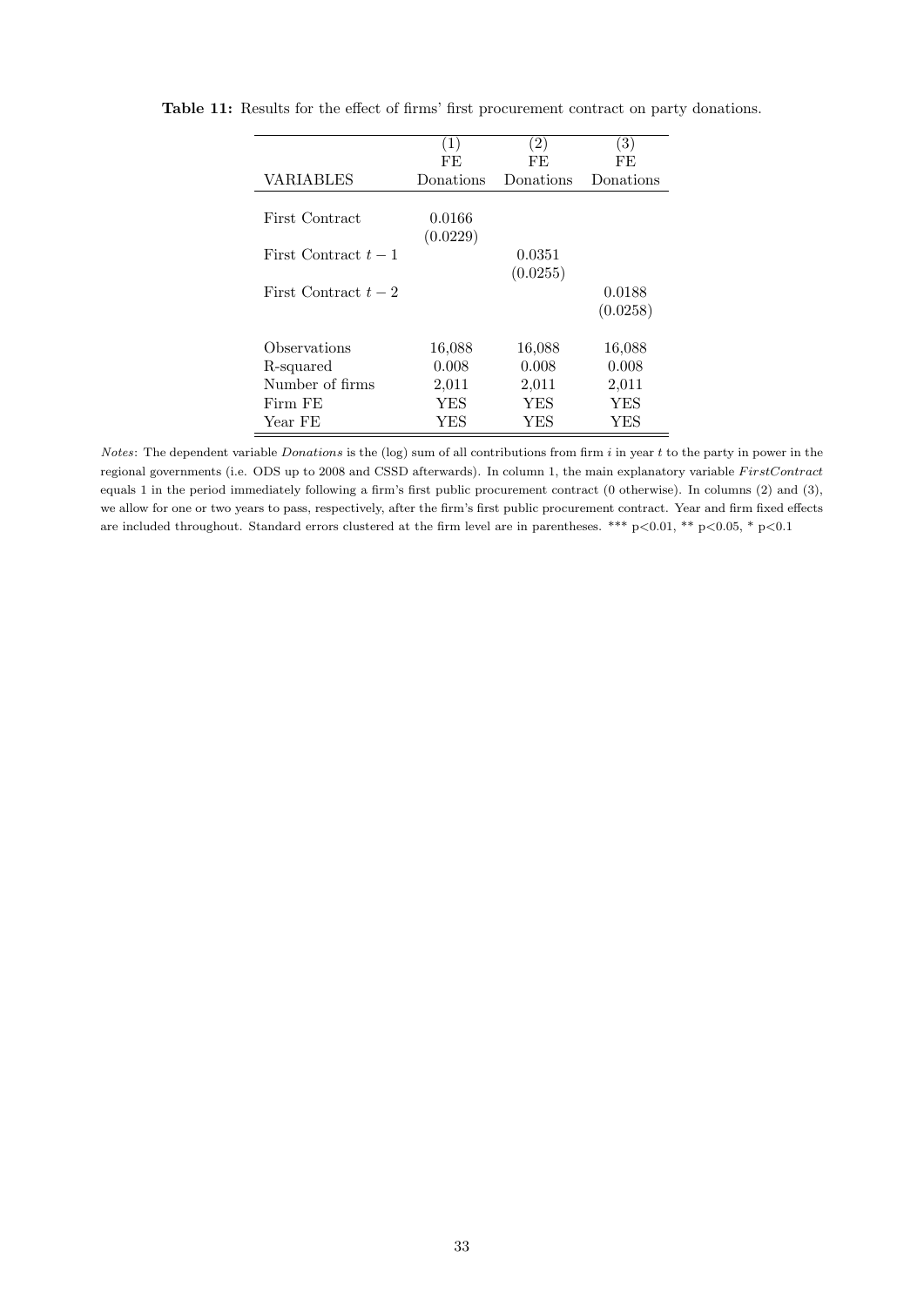**Table 11:** Results for the effect of firms' first procurement contract on party donations.

| | (1) | (2) | (3) |
|---|---|---|---|
| | FE | FE | FE |
| VARIABLES | Donations | Donations | Donations |
| First Contract | 0.0166 | | |
| | (0.0229) | | |
| First Contract $t-1$ | | 0.0351 | |
| | | (0.0255) | |
| First Contract $t-2$ | | | 0.0188 |
| | | | (0.0258) |
| Observations | 16,088 | 16,088 | 16,088 |
| R-squared | 0.008 | 0.008 | 0.008 |
| Number of firms | 2,011 | 2,011 | 2,011 |
| Firm FE | YES | YES | YES |
| Year FE | YES | YES | YES |

*Notes*: The dependent variable *Donations* is the (log) sum of all contributions from firm $i$ in year $t$ to the party in power in the regional governments (i.e. ODS up to 2008 and CSSD afterwards). In column 1, the main explanatory variable $FirstContract$ equals 1 in the period immediately following a firm's first public procurement contract (0 otherwise). In columns (2) and (3), we allow for one or two years to pass, respectively, after the firm's first public procurement contract. Year and firm fixed effects are included throughout. Standard errors clustered at the firm level are in parentheses. *** $p<0.01$, ** $p<0.05$, * $p<0.1$